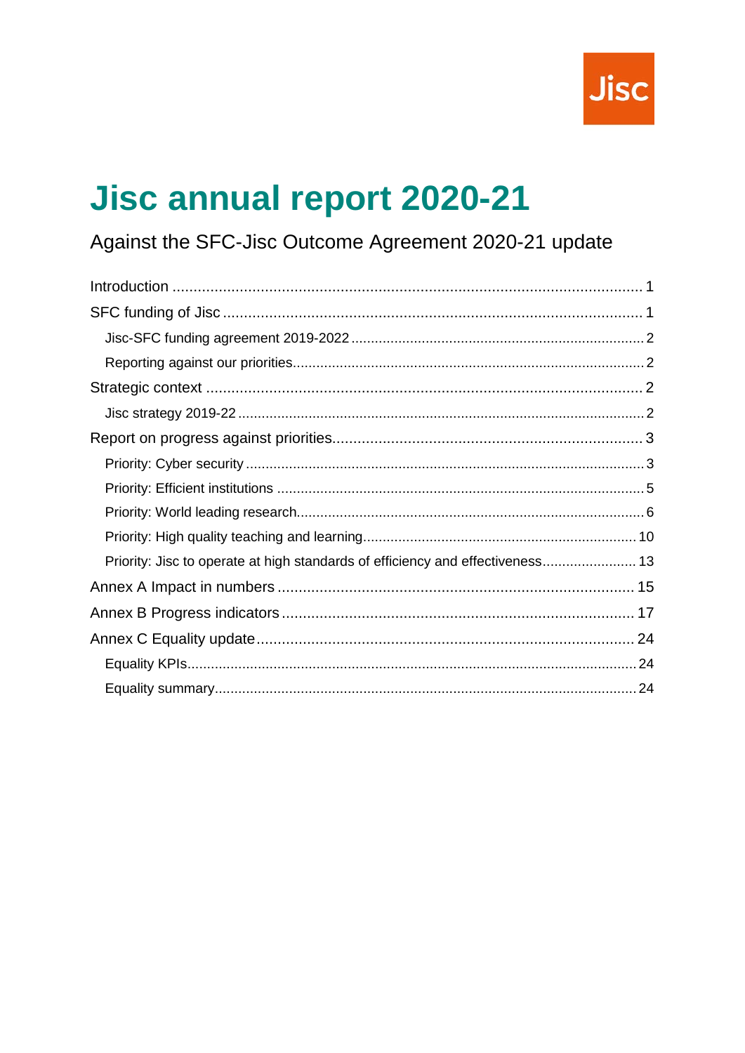Jisc

# Jisc annual report 2020-21

## Against the SFC-Jisc Outcome Agreement 2020-21 update

- Introduction ... 1
- SFC funding of Jisc ... 1
  - Jisc-SFC funding agreement 2019-2022 ... 2
  - Reporting against our priorities ... 2
- Strategic context ... 2
  - Jisc strategy 2019-22 ... 2
- Report on progress against priorities ... 3
  - Priority: Cyber security ... 3
  - Priority: Efficient institutions ... 5
  - Priority: World leading research ... 6
  - Priority: High quality teaching and learning ... 10
  - Priority: Jisc to operate at high standards of efficiency and effectiveness ... 13
- Annex A Impact in numbers ... 15
- Annex B Progress indicators ... 17
- Annex C Equality update ... 24
  - Equality KPIs ... 24
  - Equality summary ... 24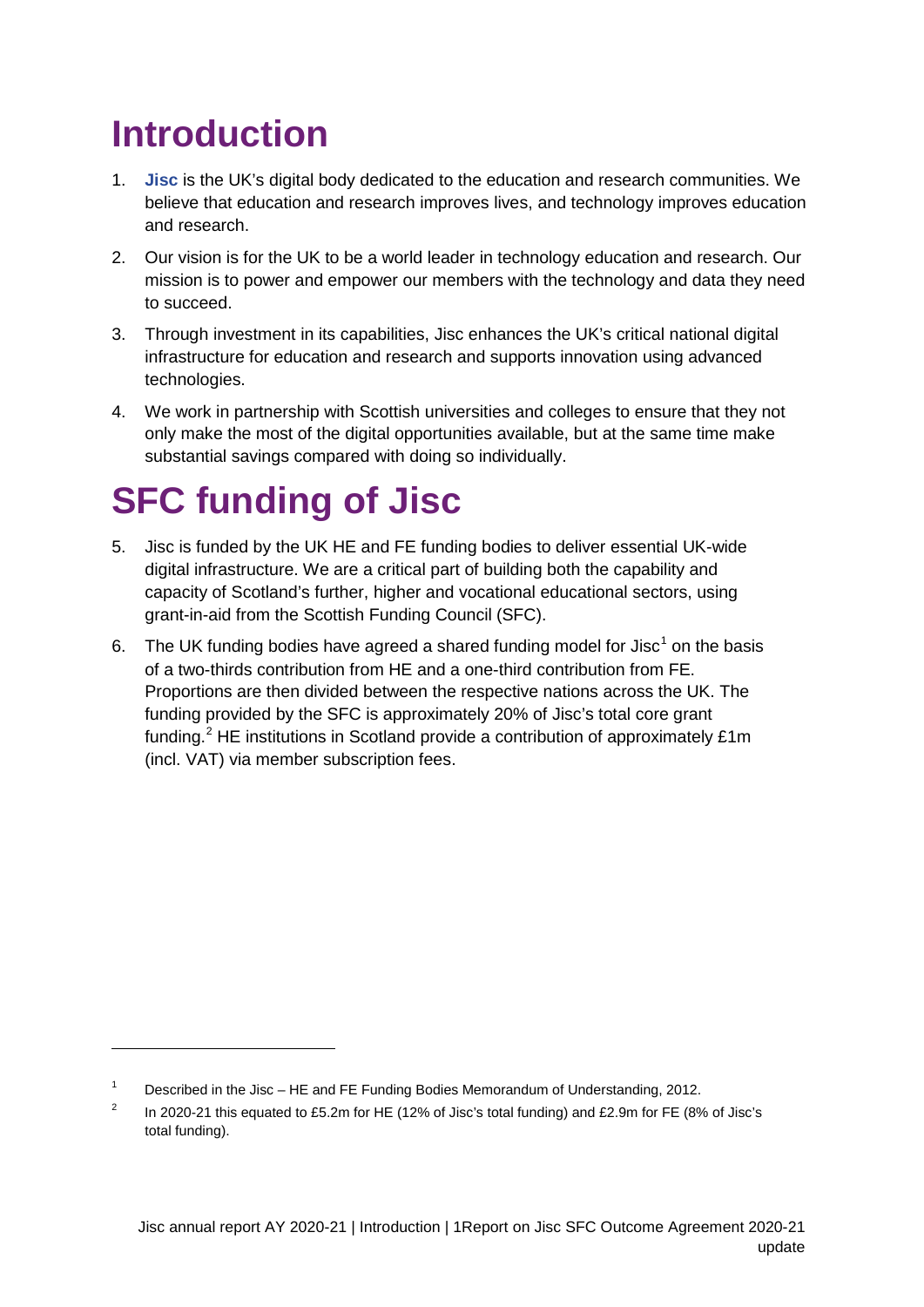# Introduction

1. **Jisc** is the UK's digital body dedicated to the education and research communities. We believe that education and research improves lives, and technology improves education and research.
2. Our vision is for the UK to be a world leader in technology education and research. Our mission is to power and empower our members with the technology and data they need to succeed.
3. Through investment in its capabilities, Jisc enhances the UK's critical national digital infrastructure for education and research and supports innovation using advanced technologies.
4. We work in partnership with Scottish universities and colleges to ensure that they not only make the most of the digital opportunities available, but at the same time make substantial savings compared with doing so individually.

# SFC funding of Jisc

5. Jisc is funded by the UK HE and FE funding bodies to deliver essential UK-wide digital infrastructure. We are a critical part of building both the capability and capacity of Scotland's further, higher and vocational educational sectors, using grant-in-aid from the Scottish Funding Council (SFC).
6. The UK funding bodies have agreed a shared funding model for Jisc[1] on the basis of a two-thirds contribution from HE and a one-third contribution from FE. Proportions are then divided between the respective nations across the UK. The funding provided by the SFC is approximately 20% of Jisc's total core grant funding.[2] HE institutions in Scotland provide a contribution of approximately £1m (incl. VAT) via member subscription fees.

---

[1] Described in the Jisc – HE and FE Funding Bodies Memorandum of Understanding, 2012.

[2] In 2020-21 this equated to £5.2m for HE (12% of Jisc's total funding) and £2.9m for FE (8% of Jisc's total funding).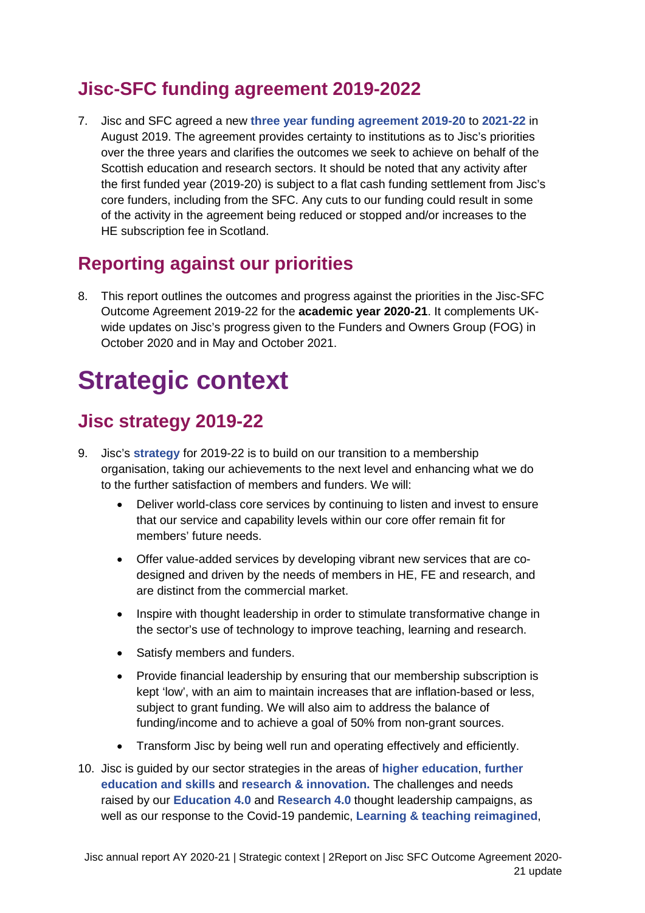## Jisc-SFC funding agreement 2019-2022

7. Jisc and SFC agreed a new **three year funding agreement 2019-20** to **2021-22** in August 2019. The agreement provides certainty to institutions as to Jisc's priorities over the three years and clarifies the outcomes we seek to achieve on behalf of the Scottish education and research sectors. It should be noted that any activity after the first funded year (2019-20) is subject to a flat cash funding settlement from Jisc's core funders, including from the SFC. Any cuts to our funding could result in some of the activity in the agreement being reduced or stopped and/or increases to the HE subscription fee in Scotland.

## Reporting against our priorities

8. This report outlines the outcomes and progress against the priorities in the Jisc-SFC Outcome Agreement 2019-22 for the **academic year 2020-21**. It complements UK-wide updates on Jisc's progress given to the Funders and Owners Group (FOG) in October 2020 and in May and October 2021.

# Strategic context

## Jisc strategy 2019-22

9. Jisc's **strategy** for 2019-22 is to build on our transition to a membership organisation, taking our achievements to the next level and enhancing what we do to the further satisfaction of members and funders. We will:

   - Deliver world-class core services by continuing to listen and invest to ensure that our service and capability levels within our core offer remain fit for members' future needs.
   - Offer value-added services by developing vibrant new services that are co-designed and driven by the needs of members in HE, FE and research, and are distinct from the commercial market.
   - Inspire with thought leadership in order to stimulate transformative change in the sector's use of technology to improve teaching, learning and research.
   - Satisfy members and funders.
   - Provide financial leadership by ensuring that our membership subscription is kept 'low', with an aim to maintain increases that are inflation-based or less, subject to grant funding. We will also aim to address the balance of funding/income and to achieve a goal of 50% from non-grant sources.
   - Transform Jisc by being well run and operating effectively and efficiently.

10. Jisc is guided by our sector strategies in the areas of **higher education**, **further education and skills** and **research & innovation.** The challenges and needs raised by our **Education 4.0** and **Research 4.0** thought leadership campaigns, as well as our response to the Covid-19 pandemic, **Learning & teaching reimagined**,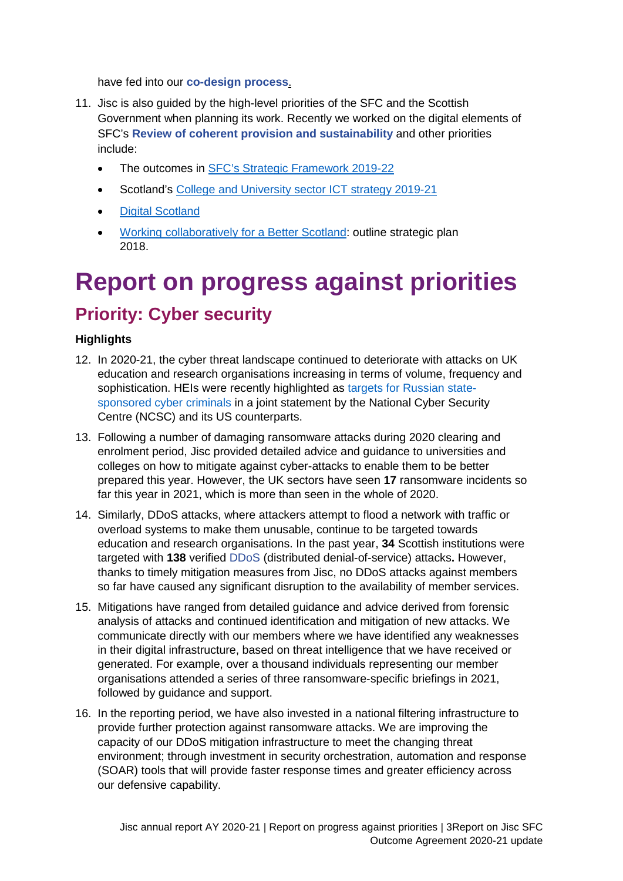have fed into our **co-design process**.

11. Jisc is also guided by the high-level priorities of the SFC and the Scottish Government when planning its work. Recently we worked on the digital elements of SFC's **Review of coherent provision and sustainability** and other priorities include:
    - The outcomes in SFC's Strategic Framework 2019-22
    - Scotland's College and University sector ICT strategy 2019-21
    - Digital Scotland
    - Working collaboratively for a Better Scotland: outline strategic plan 2018.

# Report on progress against priorities

## Priority: Cyber security

**Highlights**

12. In 2020-21, the cyber threat landscape continued to deteriorate with attacks on UK education and research organisations increasing in terms of volume, frequency and sophistication. HEIs were recently highlighted as targets for Russian state-sponsored cyber criminals in a joint statement by the National Cyber Security Centre (NCSC) and its US counterparts.

13. Following a number of damaging ransomware attacks during 2020 clearing and enrolment period, Jisc provided detailed advice and guidance to universities and colleges on how to mitigate against cyber-attacks to enable them to be better prepared this year. However, the UK sectors have seen **17** ransomware incidents so far this year in 2021, which is more than seen in the whole of 2020.

14. Similarly, DDoS attacks, where attackers attempt to flood a network with traffic or overload systems to make them unusable, continue to be targeted towards education and research organisations. In the past year, **34** Scottish institutions were targeted with **138** verified DDoS (distributed denial-of-service) attacks**.** However, thanks to timely mitigation measures from Jisc, no DDoS attacks against members so far have caused any significant disruption to the availability of member services.

15. Mitigations have ranged from detailed guidance and advice derived from forensic analysis of attacks and continued identification and mitigation of new attacks. We communicate directly with our members where we have identified any weaknesses in their digital infrastructure, based on threat intelligence that we have received or generated. For example, over a thousand individuals representing our member organisations attended a series of three ransomware-specific briefings in 2021, followed by guidance and support.

16. In the reporting period, we have also invested in a national filtering infrastructure to provide further protection against ransomware attacks. We are improving the capacity of our DDoS mitigation infrastructure to meet the changing threat environment; through investment in security orchestration, automation and response (SOAR) tools that will provide faster response times and greater efficiency across our defensive capability.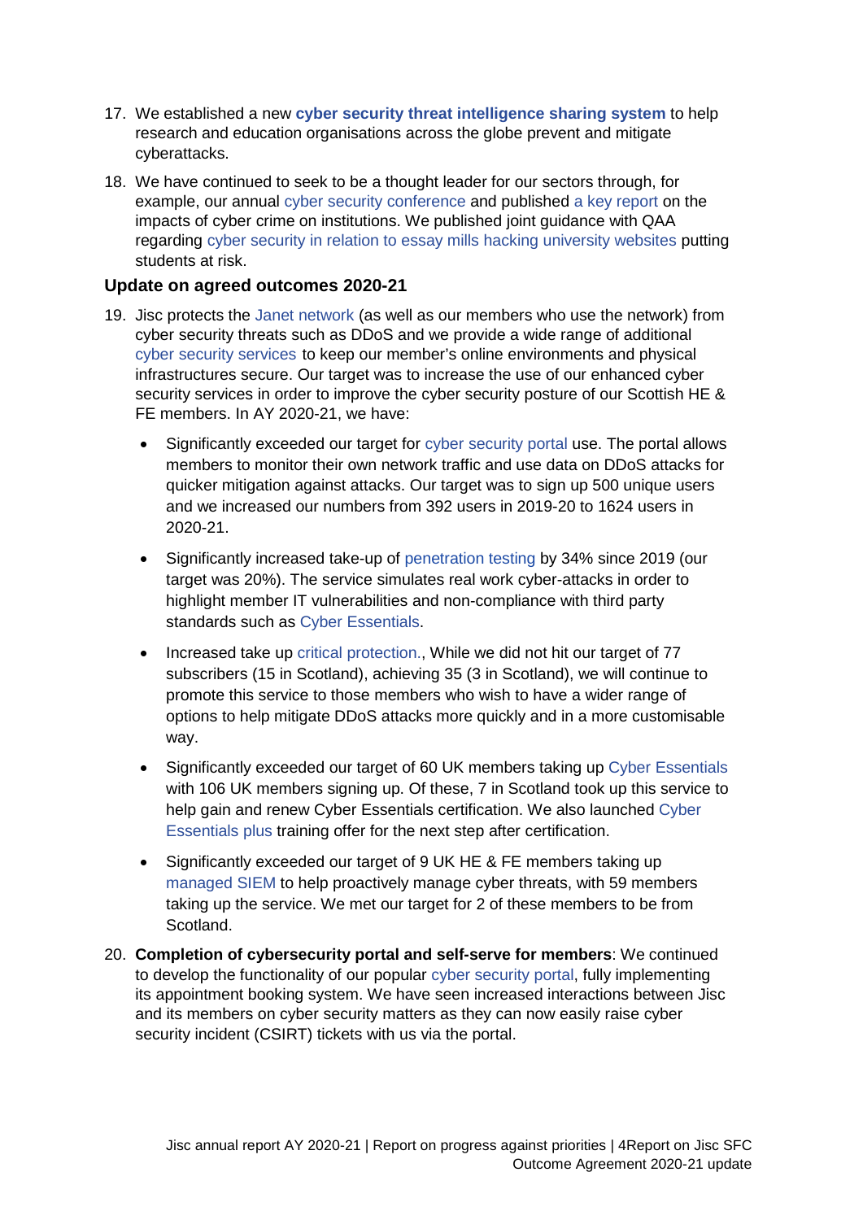17. We established a new **cyber security threat intelligence sharing system** to help research and education organisations across the globe prevent and mitigate cyberattacks.

18. We have continued to seek to be a thought leader for our sectors through, for example, our annual cyber security conference and published a key report on the impacts of cyber crime on institutions. We published joint guidance with QAA regarding cyber security in relation to essay mills hacking university websites putting students at risk.

### Update on agreed outcomes 2020-21

19. Jisc protects the Janet network (as well as our members who use the network) from cyber security threats such as DDoS and we provide a wide range of additional cyber security services to keep our member's online environments and physical infrastructures secure. Our target was to increase the use of our enhanced cyber security services in order to improve the cyber security posture of our Scottish HE & FE members. In AY 2020-21, we have:

    - Significantly exceeded our target for cyber security portal use. The portal allows members to monitor their own network traffic and use data on DDoS attacks for quicker mitigation against attacks. Our target was to sign up 500 unique users and we increased our numbers from 392 users in 2019-20 to 1624 users in 2020-21.
    - Significantly increased take-up of penetration testing by 34% since 2019 (our target was 20%). The service simulates real work cyber-attacks in order to highlight member IT vulnerabilities and non-compliance with third party standards such as Cyber Essentials.
    - Increased take up critical protection., While we did not hit our target of 77 subscribers (15 in Scotland), achieving 35 (3 in Scotland), we will continue to promote this service to those members who wish to have a wider range of options to help mitigate DDoS attacks more quickly and in a more customisable way.
    - Significantly exceeded our target of 60 UK members taking up Cyber Essentials with 106 UK members signing up. Of these, 7 in Scotland took up this service to help gain and renew Cyber Essentials certification. We also launched Cyber Essentials plus training offer for the next step after certification.
    - Significantly exceeded our target of 9 UK HE & FE members taking up managed SIEM to help proactively manage cyber threats, with 59 members taking up the service. We met our target for 2 of these members to be from Scotland.

20. **Completion of cybersecurity portal and self-serve for members**: We continued to develop the functionality of our popular cyber security portal, fully implementing its appointment booking system. We have seen increased interactions between Jisc and its members on cyber security matters as they can now easily raise cyber security incident (CSIRT) tickets with us via the portal.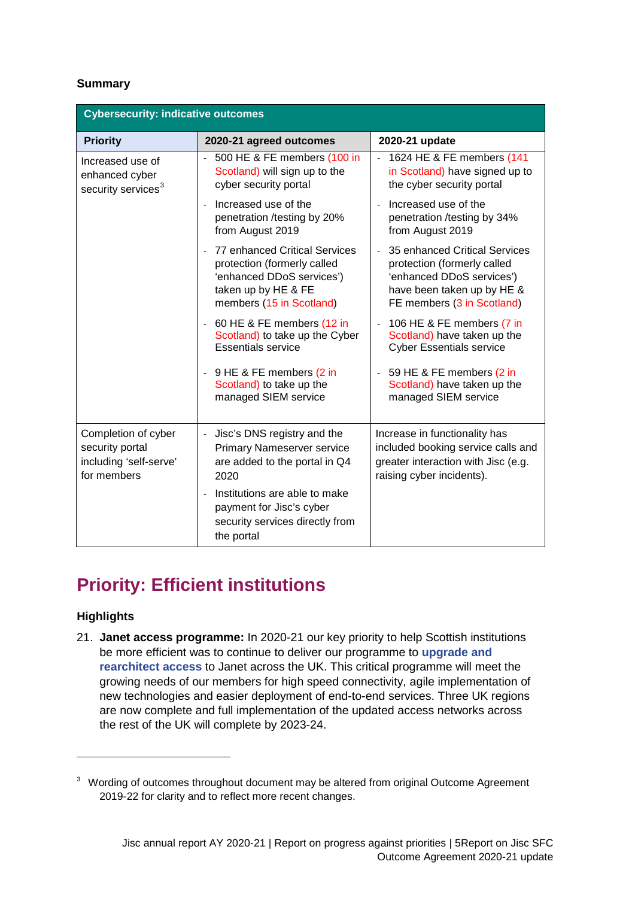**Summary**

| Cybersecurity: indicative outcomes | | |
|---|---|---|
| **Priority** | **2020-21 agreed outcomes** | **2020-21 update** |
| Increased use of enhanced cyber security services[3] | - 500 HE & FE members (100 in Scotland) will sign up to the cyber security portal<br>- Increased use of the penetration /testing by 20% from August 2019<br>- 77 enhanced Critical Services protection (formerly called 'enhanced DDoS services') taken up by HE & FE members (15 in Scotland)<br>- 60 HE & FE members (12 in Scotland) to take up the Cyber Essentials service<br>- 9 HE & FE members (2 in Scotland) to take up the managed SIEM service | - 1624 HE & FE members (141 in Scotland) have signed up to the cyber security portal<br>- Increased use of the penetration /testing by 34% from August 2019<br>- 35 enhanced Critical Services protection (formerly called 'enhanced DDoS services') have been taken up by HE & FE members (3 in Scotland)<br>- 106 HE & FE members (7 in Scotland) have taken up the Cyber Essentials service<br>- 59 HE & FE members (2 in Scotland) have taken up the managed SIEM service |
| Completion of cyber security portal including 'self-serve' for members | - Jisc's DNS registry and the Primary Nameserver service are added to the portal in Q4 2020<br>- Institutions are able to make payment for Jisc's cyber security services directly from the portal | Increase in functionality has included booking service calls and greater interaction with Jisc (e.g. raising cyber incidents). |

# Priority: Efficient institutions

**Highlights**

21. **Janet access programme:** In 2020-21 our key priority to help Scottish institutions be more efficient was to continue to deliver our programme to **upgrade and rearchitect access** to Janet across the UK. This critical programme will meet the growing needs of our members for high speed connectivity, agile implementation of new technologies and easier deployment of end-to-end services. Three UK regions are now complete and full implementation of the updated access networks across the rest of the UK will complete by 2023-24.

[3] Wording of outcomes throughout document may be altered from original Outcome Agreement 2019-22 for clarity and to reflect more recent changes.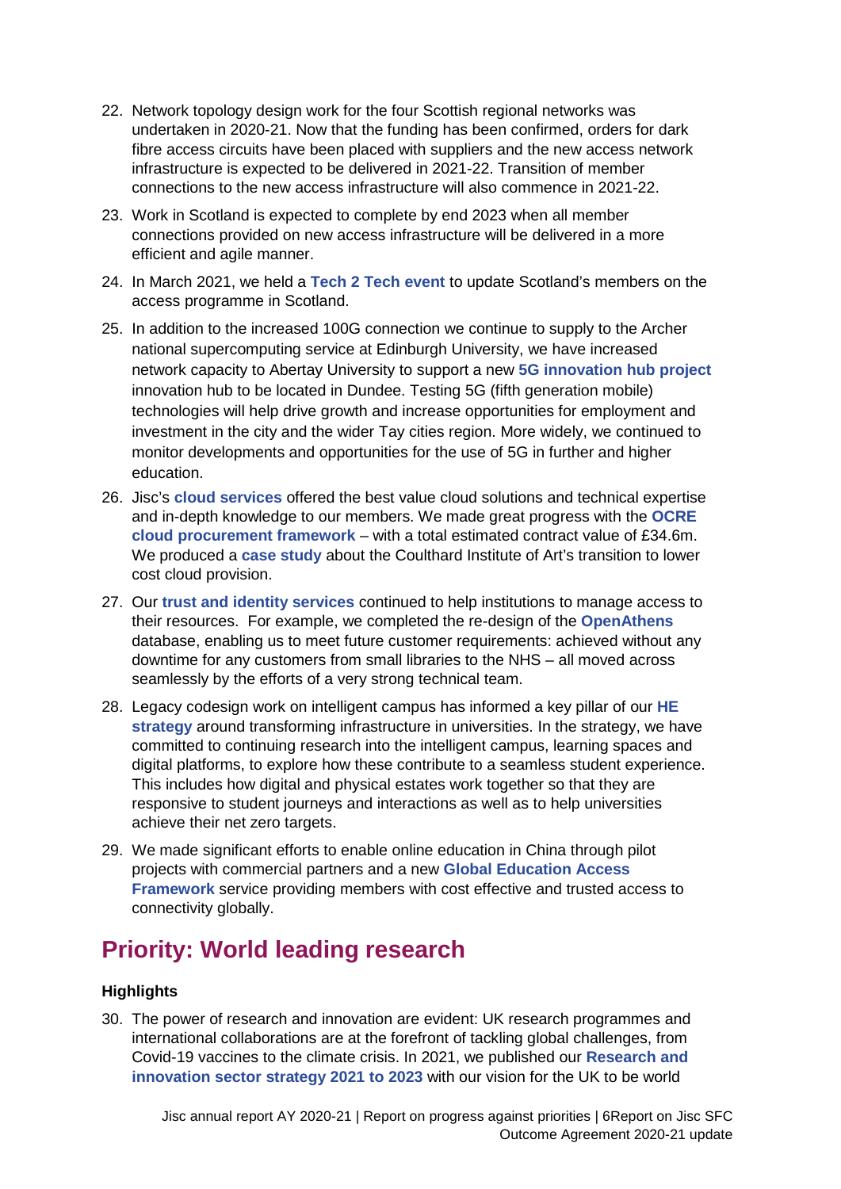22. Network topology design work for the four Scottish regional networks was undertaken in 2020-21. Now that the funding has been confirmed, orders for dark fibre access circuits have been placed with suppliers and the new access network infrastructure is expected to be delivered in 2021-22. Transition of member connections to the new access infrastructure will also commence in 2021-22.

23. Work in Scotland is expected to complete by end 2023 when all member connections provided on new access infrastructure will be delivered in a more efficient and agile manner.

24. In March 2021, we held a **Tech 2 Tech event** to update Scotland's members on the access programme in Scotland.

25. In addition to the increased 100G connection we continue to supply to the Archer national supercomputing service at Edinburgh University, we have increased network capacity to Abertay University to support a new **5G innovation hub project** innovation hub to be located in Dundee. Testing 5G (fifth generation mobile) technologies will help drive growth and increase opportunities for employment and investment in the city and the wider Tay cities region. More widely, we continued to monitor developments and opportunities for the use of 5G in further and higher education.

26. Jisc's **cloud services** offered the best value cloud solutions and technical expertise and in-depth knowledge to our members. We made great progress with the **OCRE cloud procurement framework** – with a total estimated contract value of £34.6m. We produced a **case study** about the Coulthard Institute of Art's transition to lower cost cloud provision.

27. Our **trust and identity services** continued to help institutions to manage access to their resources. For example, we completed the re-design of the **OpenAthens** database, enabling us to meet future customer requirements: achieved without any downtime for any customers from small libraries to the NHS – all moved across seamlessly by the efforts of a very strong technical team.

28. Legacy codesign work on intelligent campus has informed a key pillar of our **HE strategy** around transforming infrastructure in universities. In the strategy, we have committed to continuing research into the intelligent campus, learning spaces and digital platforms, to explore how these contribute to a seamless student experience. This includes how digital and physical estates work together so that they are responsive to student journeys and interactions as well as to help universities achieve their net zero targets.

29. We made significant efforts to enable online education in China through pilot projects with commercial partners and a new **Global Education Access Framework** service providing members with cost effective and trusted access to connectivity globally.

## Priority: World leading research

**Highlights**

30. The power of research and innovation are evident: UK research programmes and international collaborations are at the forefront of tackling global challenges, from Covid-19 vaccines to the climate crisis. In 2021, we published our **Research and innovation sector strategy 2021 to 2023** with our vision for the UK to be world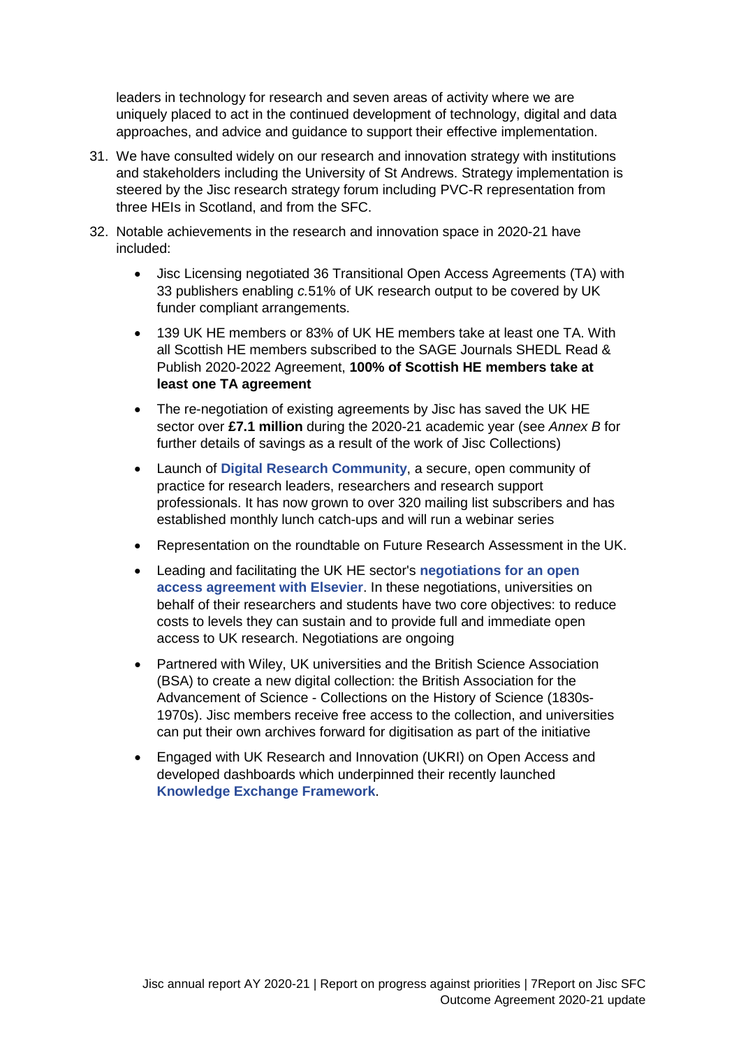leaders in technology for research and seven areas of activity where we are uniquely placed to act in the continued development of technology, digital and data approaches, and advice and guidance to support their effective implementation.

31. We have consulted widely on our research and innovation strategy with institutions and stakeholders including the University of St Andrews. Strategy implementation is steered by the Jisc research strategy forum including PVC-R representation from three HEIs in Scotland, and from the SFC.

32. Notable achievements in the research and innovation space in 2020-21 have included:

    - Jisc Licensing negotiated 36 Transitional Open Access Agreements (TA) with 33 publishers enabling *c.*51% of UK research output to be covered by UK funder compliant arrangements.
    - 139 UK HE members or 83% of UK HE members take at least one TA. With all Scottish HE members subscribed to the SAGE Journals SHEDL Read & Publish 2020-2022 Agreement, **100% of Scottish HE members take at least one TA agreement**
    - The re-negotiation of existing agreements by Jisc has saved the UK HE sector over **£7.1 million** during the 2020-21 academic year (see *Annex B* for further details of savings as a result of the work of Jisc Collections)
    - Launch of **Digital Research Community**, a secure, open community of practice for research leaders, researchers and research support professionals. It has now grown to over 320 mailing list subscribers and has established monthly lunch catch-ups and will run a webinar series
    - Representation on the roundtable on Future Research Assessment in the UK.
    - Leading and facilitating the UK HE sector's **negotiations for an open access agreement with Elsevier**. In these negotiations, universities on behalf of their researchers and students have two core objectives: to reduce costs to levels they can sustain and to provide full and immediate open access to UK research. Negotiations are ongoing
    - Partnered with Wiley, UK universities and the British Science Association (BSA) to create a new digital collection: the British Association for the Advancement of Science - Collections on the History of Science (1830s-1970s). Jisc members receive free access to the collection, and universities can put their own archives forward for digitisation as part of the initiative
    - Engaged with UK Research and Innovation (UKRI) on Open Access and developed dashboards which underpinned their recently launched **Knowledge Exchange Framework**.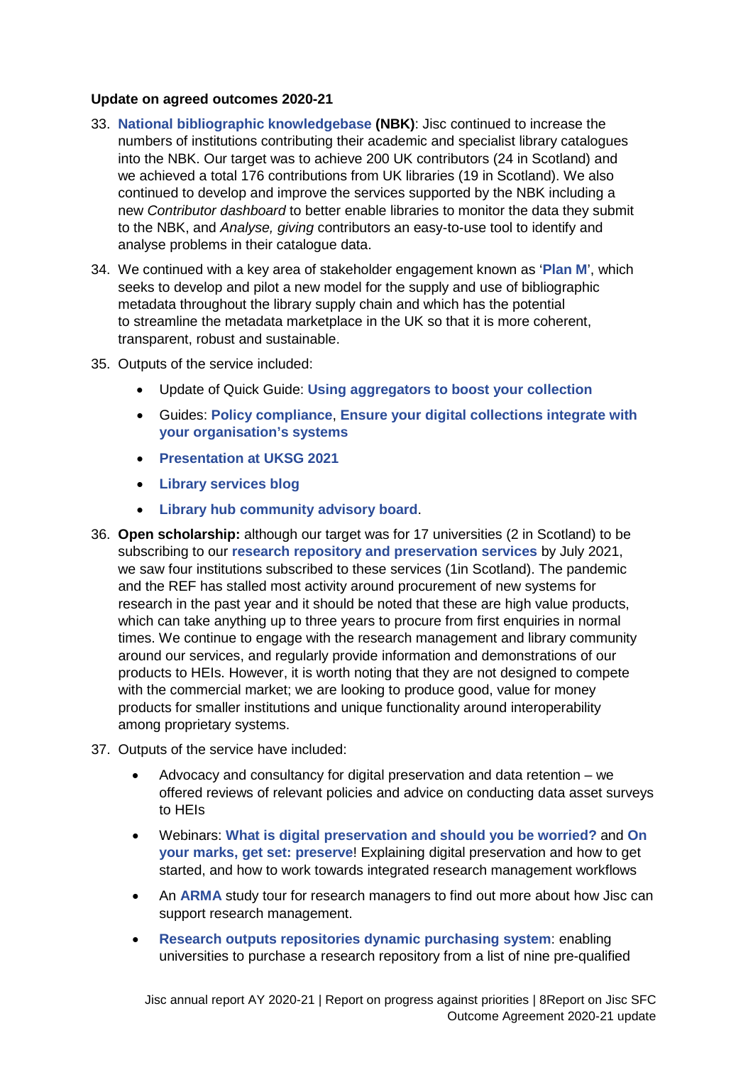**Update on agreed outcomes 2020-21**

33. **National bibliographic knowledgebase (NBK)**: Jisc continued to increase the numbers of institutions contributing their academic and specialist library catalogues into the NBK. Our target was to achieve 200 UK contributors (24 in Scotland) and we achieved a total 176 contributions from UK libraries (19 in Scotland). We also continued to develop and improve the services supported by the NBK including a new *Contributor dashboard* to better enable libraries to monitor the data they submit to the NBK, and *Analyse, giving* contributors an easy-to-use tool to identify and analyse problems in their catalogue data.

34. We continued with a key area of stakeholder engagement known as '**Plan M**', which seeks to develop and pilot a new model for the supply and use of bibliographic metadata throughout the library supply chain and which has the potential to streamline the metadata marketplace in the UK so that it is more coherent, transparent, robust and sustainable.

35. Outputs of the service included:
    - Update of Quick Guide: **Using aggregators to boost your collection**
    - Guides: **Policy compliance**, **Ensure your digital collections integrate with your organisation's systems**
    - **Presentation at UKSG 2021**
    - **Library services blog**
    - **Library hub community advisory board**.

36. **Open scholarship:** although our target was for 17 universities (2 in Scotland) to be subscribing to our **research repository and preservation services** by July 2021, we saw four institutions subscribed to these services (1in Scotland). The pandemic and the REF has stalled most activity around procurement of new systems for research in the past year and it should be noted that these are high value products, which can take anything up to three years to procure from first enquiries in normal times. We continue to engage with the research management and library community around our services, and regularly provide information and demonstrations of our products to HEIs. However, it is worth noting that they are not designed to compete with the commercial market; we are looking to produce good, value for money products for smaller institutions and unique functionality around interoperability among proprietary systems.

37. Outputs of the service have included:
    - Advocacy and consultancy for digital preservation and data retention – we offered reviews of relevant policies and advice on conducting data asset surveys to HEIs
    - Webinars: **What is digital preservation and should you be worried?** and **On your marks, get set: preserve**! Explaining digital preservation and how to get started, and how to work towards integrated research management workflows
    - An **ARMA** study tour for research managers to find out more about how Jisc can support research management.
    - **Research outputs repositories dynamic purchasing system**: enabling universities to purchase a research repository from a list of nine pre-qualified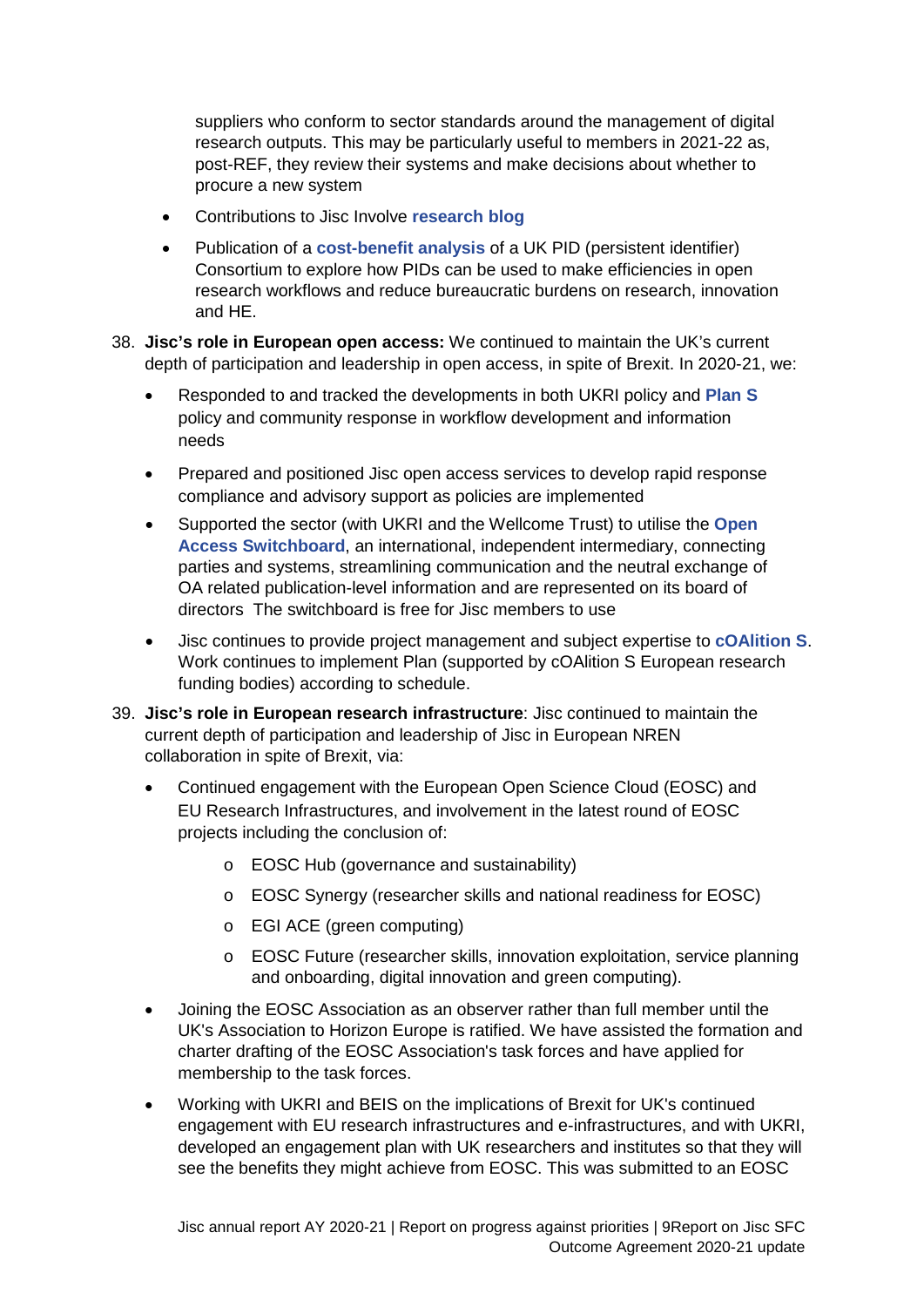suppliers who conform to sector standards around the management of digital research outputs. This may be particularly useful to members in 2021-22 as, post-REF, they review their systems and make decisions about whether to procure a new system

- Contributions to Jisc Involve **research blog**
- Publication of a **cost-benefit analysis** of a UK PID (persistent identifier) Consortium to explore how PIDs can be used to make efficiencies in open research workflows and reduce bureaucratic burdens on research, innovation and HE.

38. **Jisc's role in European open access:** We continued to maintain the UK's current depth of participation and leadership in open access, in spite of Brexit. In 2020-21, we:
    - Responded to and tracked the developments in both UKRI policy and **Plan S** policy and community response in workflow development and information needs
    - Prepared and positioned Jisc open access services to develop rapid response compliance and advisory support as policies are implemented
    - Supported the sector (with UKRI and the Wellcome Trust) to utilise the **Open Access Switchboard**, an international, independent intermediary, connecting parties and systems, streamlining communication and the neutral exchange of OA related publication-level information and are represented on its board of directors The switchboard is free for Jisc members to use
    - Jisc continues to provide project management and subject expertise to **cOAlition S**. Work continues to implement Plan (supported by cOAlition S European research funding bodies) according to schedule.

39. **Jisc's role in European research infrastructure**: Jisc continued to maintain the current depth of participation and leadership of Jisc in European NREN collaboration in spite of Brexit, via:
    - Continued engagement with the European Open Science Cloud (EOSC) and EU Research Infrastructures, and involvement in the latest round of EOSC projects including the conclusion of:
        - EOSC Hub (governance and sustainability)
        - EOSC Synergy (researcher skills and national readiness for EOSC)
        - EGI ACE (green computing)
        - EOSC Future (researcher skills, innovation exploitation, service planning and onboarding, digital innovation and green computing).
    - Joining the EOSC Association as an observer rather than full member until the UK's Association to Horizon Europe is ratified. We have assisted the formation and charter drafting of the EOSC Association's task forces and have applied for membership to the task forces.
    - Working with UKRI and BEIS on the implications of Brexit for UK's continued engagement with EU research infrastructures and e-infrastructures, and with UKRI, developed an engagement plan with UK researchers and institutes so that they will see the benefits they might achieve from EOSC. This was submitted to an EOSC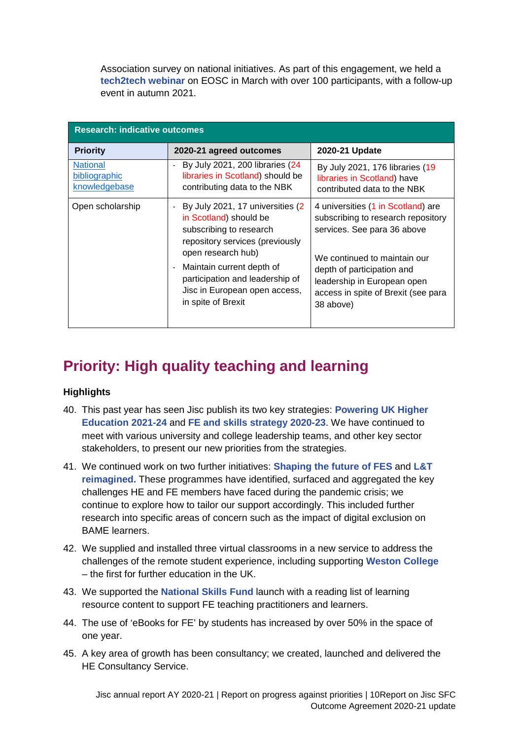Association survey on national initiatives. As part of this engagement, we held a **tech2tech webinar** on EOSC in March with over 100 participants, with a follow-up event in autumn 2021.

| Research: indicative outcomes | | |
|---|---|---|
| **Priority** | **2020-21 agreed outcomes** | **2020-21 Update** |
| National bibliographic knowledgebase | - By July 2021, 200 libraries (24 libraries in Scotland) should be contributing data to the NBK | By July 2021, 176 libraries (19 libraries in Scotland) have contributed data to the NBK |
| Open scholarship | - By July 2021, 17 universities (2 in Scotland) should be subscribing to research repository services (previously open research hub)<br>- Maintain current depth of participation and leadership of Jisc in European open access, in spite of Brexit | 4 universities (1 in Scotland) are subscribing to research repository services. See para 36 above<br><br>We continued to maintain our depth of participation and leadership in European open access in spite of Brexit (see para 38 above) |

## Priority: High quality teaching and learning

### Highlights

40. This past year has seen Jisc publish its two key strategies: **Powering UK Higher Education 2021-24** and **FE and skills strategy 2020-23**. We have continued to meet with various university and college leadership teams, and other key sector stakeholders, to present our new priorities from the strategies.

41. We continued work on two further initiatives: **Shaping the future of FES** and **L&T reimagined.** These programmes have identified, surfaced and aggregated the key challenges HE and FE members have faced during the pandemic crisis; we continue to explore how to tailor our support accordingly. This included further research into specific areas of concern such as the impact of digital exclusion on BAME learners.

42. We supplied and installed three virtual classrooms in a new service to address the challenges of the remote student experience, including supporting **Weston College** – the first for further education in the UK.

43. We supported the **National Skills Fund** launch with a reading list of learning resource content to support FE teaching practitioners and learners.

44. The use of 'eBooks for FE' by students has increased by over 50% in the space of one year.

45. A key area of growth has been consultancy; we created, launched and delivered the HE Consultancy Service.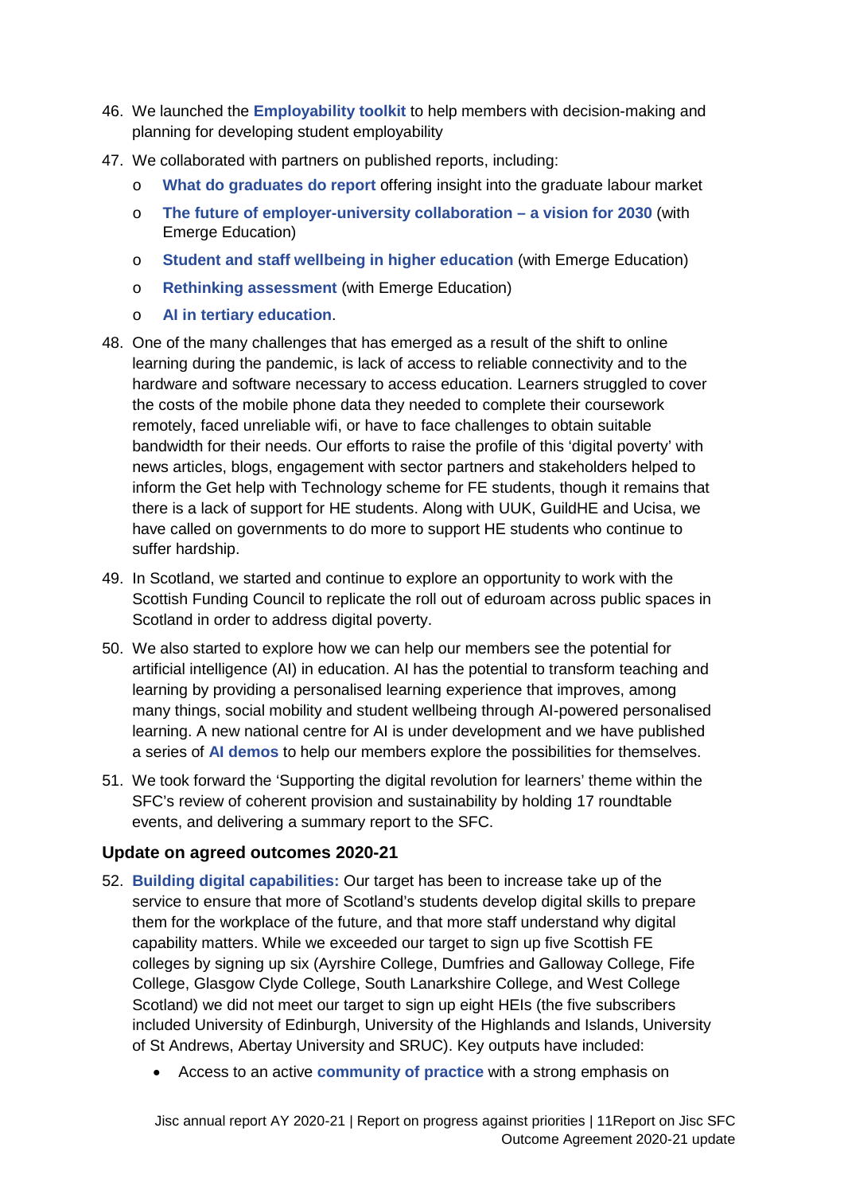46. We launched the **Employability toolkit** to help members with decision-making and planning for developing student employability
47. We collaborated with partners on published reports, including:
    - **What do graduates do report** offering insight into the graduate labour market
    - **The future of employer-university collaboration – a vision for 2030** (with Emerge Education)
    - **Student and staff wellbeing in higher education** (with Emerge Education)
    - **Rethinking assessment** (with Emerge Education)
    - **AI in tertiary education**.
48. One of the many challenges that has emerged as a result of the shift to online learning during the pandemic, is lack of access to reliable connectivity and to the hardware and software necessary to access education. Learners struggled to cover the costs of the mobile phone data they needed to complete their coursework remotely, faced unreliable wifi, or have to face challenges to obtain suitable bandwidth for their needs. Our efforts to raise the profile of this 'digital poverty' with news articles, blogs, engagement with sector partners and stakeholders helped to inform the Get help with Technology scheme for FE students, though it remains that there is a lack of support for HE students. Along with UUK, GuildHE and Ucisa, we have called on governments to do more to support HE students who continue to suffer hardship.
49. In Scotland, we started and continue to explore an opportunity to work with the Scottish Funding Council to replicate the roll out of eduroam across public spaces in Scotland in order to address digital poverty.
50. We also started to explore how we can help our members see the potential for artificial intelligence (AI) in education. AI has the potential to transform teaching and learning by providing a personalised learning experience that improves, among many things, social mobility and student wellbeing through AI-powered personalised learning. A new national centre for AI is under development and we have published a series of **AI demos** to help our members explore the possibilities for themselves.
51. We took forward the 'Supporting the digital revolution for learners' theme within the SFC's review of coherent provision and sustainability by holding 17 roundtable events, and delivering a summary report to the SFC.

### Update on agreed outcomes 2020-21

52. **Building digital capabilities:** Our target has been to increase take up of the service to ensure that more of Scotland's students develop digital skills to prepare them for the workplace of the future, and that more staff understand why digital capability matters. While we exceeded our target to sign up five Scottish FE colleges by signing up six (Ayrshire College, Dumfries and Galloway College, Fife College, Glasgow Clyde College, South Lanarkshire College, and West College Scotland) we did not meet our target to sign up eight HEIs (the five subscribers included University of Edinburgh, University of the Highlands and Islands, University of St Andrews, Abertay University and SRUC). Key outputs have included:
    - Access to an active **community of practice** with a strong emphasis on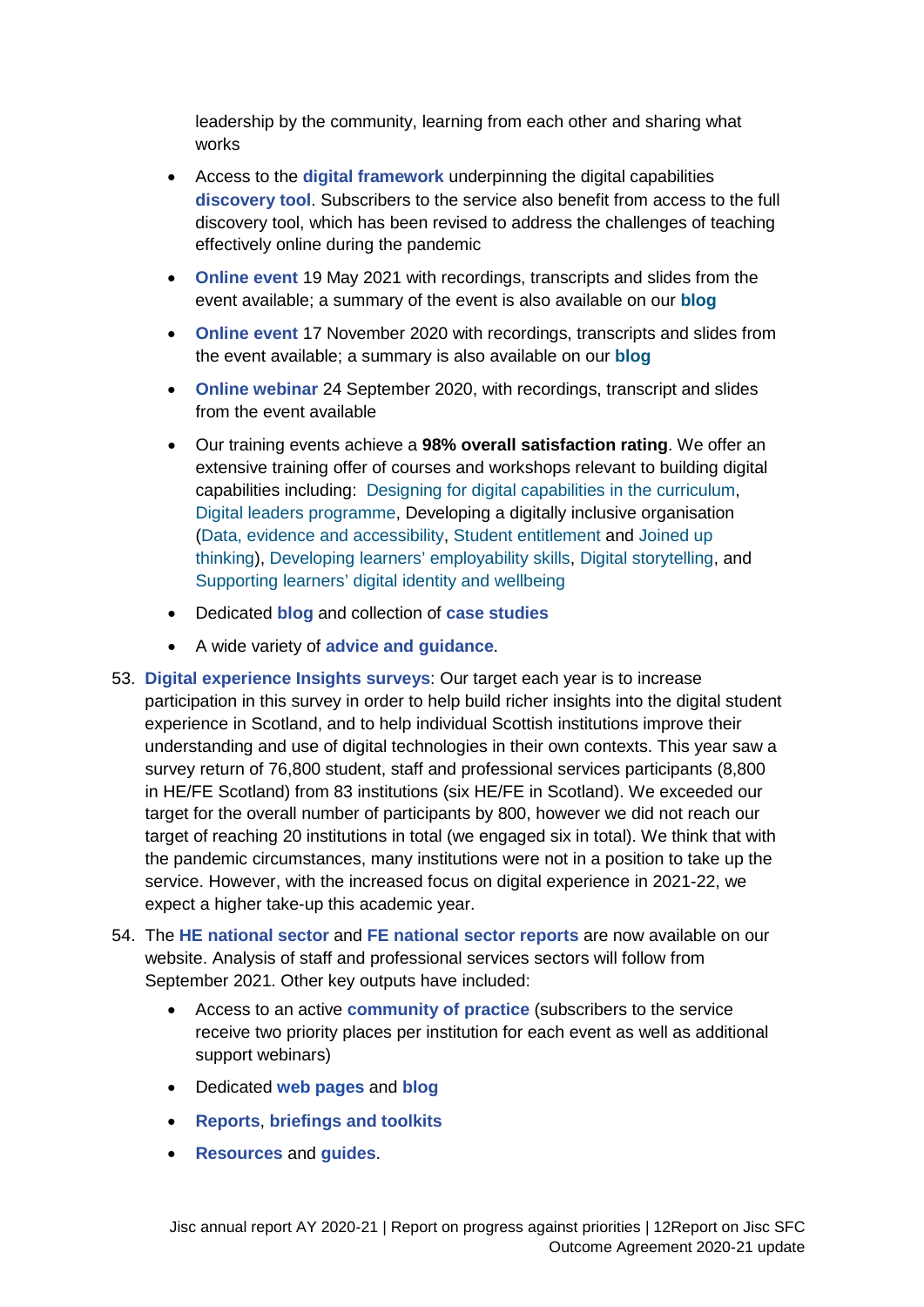leadership by the community, learning from each other and sharing what works

- Access to the **digital framework** underpinning the digital capabilities **discovery tool**. Subscribers to the service also benefit from access to the full discovery tool, which has been revised to address the challenges of teaching effectively online during the pandemic
- **Online event** 19 May 2021 with recordings, transcripts and slides from the event available; a summary of the event is also available on our **blog**
- **Online event** 17 November 2020 with recordings, transcripts and slides from the event available; a summary is also available on our **blog**
- **Online webinar** 24 September 2020, with recordings, transcript and slides from the event available
- Our training events achieve a **98% overall satisfaction rating**. We offer an extensive training offer of courses and workshops relevant to building digital capabilities including: Designing for digital capabilities in the curriculum, Digital leaders programme, Developing a digitally inclusive organisation (Data, evidence and accessibility, Student entitlement and Joined up thinking), Developing learners' employability skills, Digital storytelling, and Supporting learners' digital identity and wellbeing
- Dedicated **blog** and collection of **case studies**
- A wide variety of **advice and guidance**.

53. **Digital experience Insights surveys**: Our target each year is to increase participation in this survey in order to help build richer insights into the digital student experience in Scotland, and to help individual Scottish institutions improve their understanding and use of digital technologies in their own contexts. This year saw a survey return of 76,800 student, staff and professional services participants (8,800 in HE/FE Scotland) from 83 institutions (six HE/FE in Scotland). We exceeded our target for the overall number of participants by 800, however we did not reach our target of reaching 20 institutions in total (we engaged six in total). We think that with the pandemic circumstances, many institutions were not in a position to take up the service. However, with the increased focus on digital experience in 2021-22, we expect a higher take-up this academic year.

54. The **HE national sector** and **FE national sector reports** are now available on our website. Analysis of staff and professional services sectors will follow from September 2021. Other key outputs have included:

    - Access to an active **community of practice** (subscribers to the service receive two priority places per institution for each event as well as additional support webinars)
    - Dedicated **web pages** and **blog**
    - **Reports**, **briefings and toolkits**
    - **Resources** and **guides**.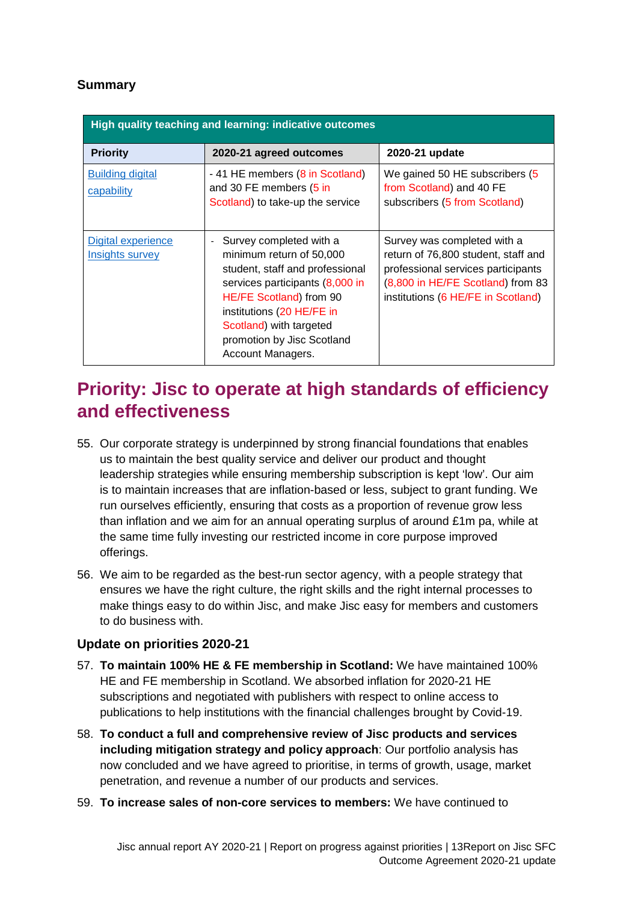**Summary**

| High quality teaching and learning: indicative outcomes | | |
|---|---|---|
| **Priority** | **2020-21 agreed outcomes** | **2020-21 update** |
| Building digital capability | - 41 HE members (8 in Scotland) and 30 FE members (5 in Scotland) to take-up the service | We gained 50 HE subscribers (5 from Scotland) and 40 FE subscribers (5 from Scotland) |
| Digital experience Insights survey | - Survey completed with a minimum return of 50,000 student, staff and professional services participants (8,000 in HE/FE Scotland) from 90 institutions (20 HE/FE in Scotland) with targeted promotion by Jisc Scotland Account Managers. | Survey was completed with a return of 76,800 student, staff and professional services participants (8,800 in HE/FE Scotland) from 83 institutions (6 HE/FE in Scotland) |

## Priority: Jisc to operate at high standards of efficiency and effectiveness

55. Our corporate strategy is underpinned by strong financial foundations that enables us to maintain the best quality service and deliver our product and thought leadership strategies while ensuring membership subscription is kept 'low'. Our aim is to maintain increases that are inflation-based or less, subject to grant funding. We run ourselves efficiently, ensuring that costs as a proportion of revenue grow less than inflation and we aim for an annual operating surplus of around £1m pa, while at the same time fully investing our restricted income in core purpose improved offerings.

56. We aim to be regarded as the best-run sector agency, with a people strategy that ensures we have the right culture, the right skills and the right internal processes to make things easy to do within Jisc, and make Jisc easy for members and customers to do business with.

### Update on priorities 2020-21

57. **To maintain 100% HE & FE membership in Scotland:** We have maintained 100% HE and FE membership in Scotland. We absorbed inflation for 2020-21 HE subscriptions and negotiated with publishers with respect to online access to publications to help institutions with the financial challenges brought by Covid-19.

58. **To conduct a full and comprehensive review of Jisc products and services including mitigation strategy and policy approach**: Our portfolio analysis has now concluded and we have agreed to prioritise, in terms of growth, usage, market penetration, and revenue a number of our products and services.

59. **To increase sales of non-core services to members:** We have continued to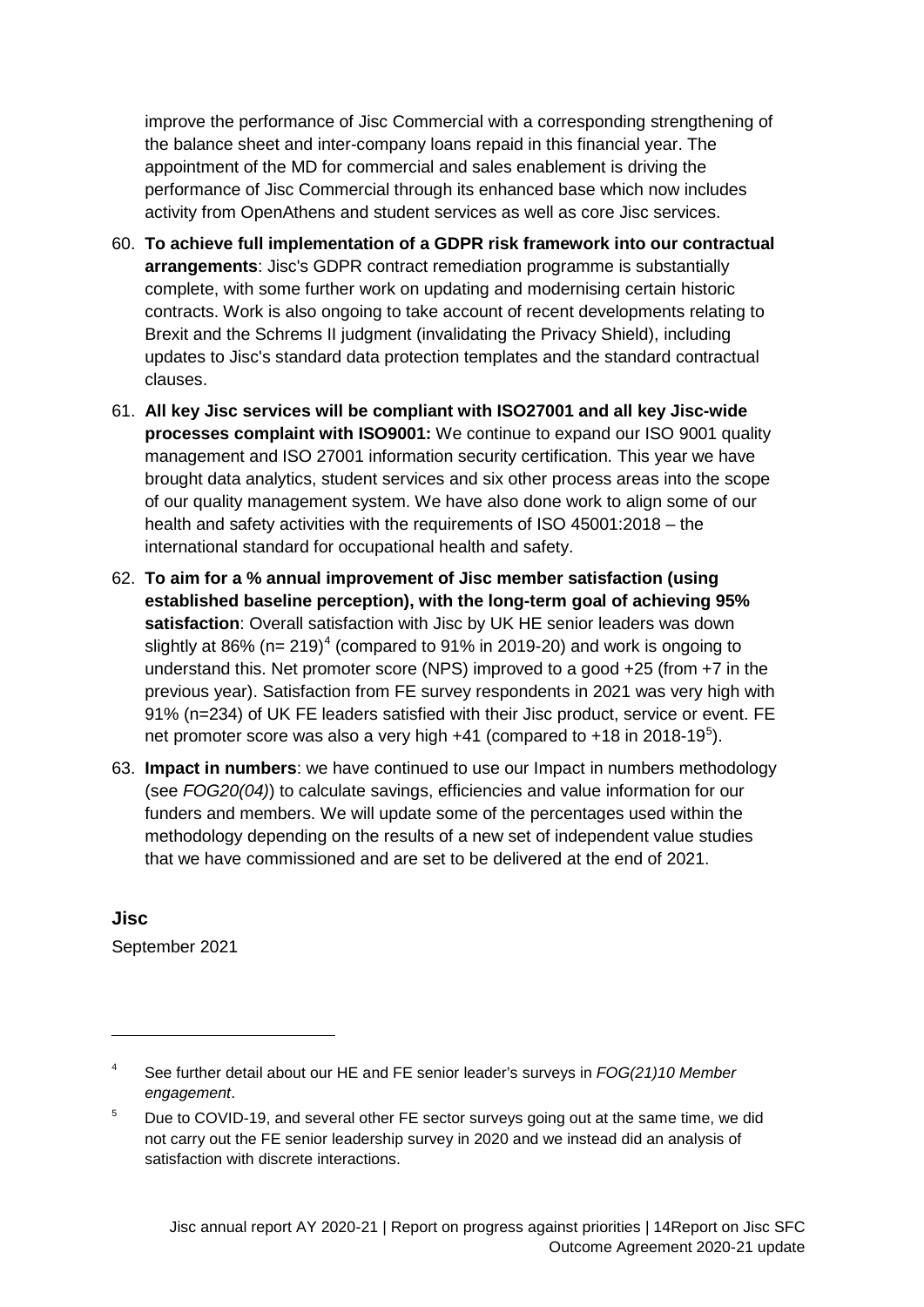improve the performance of Jisc Commercial with a corresponding strengthening of the balance sheet and inter-company loans repaid in this financial year. The appointment of the MD for commercial and sales enablement is driving the performance of Jisc Commercial through its enhanced base which now includes activity from OpenAthens and student services as well as core Jisc services.

60. **To achieve full implementation of a GDPR risk framework into our contractual arrangements**: Jisc's GDPR contract remediation programme is substantially complete, with some further work on updating and modernising certain historic contracts. Work is also ongoing to take account of recent developments relating to Brexit and the Schrems II judgment (invalidating the Privacy Shield), including updates to Jisc's standard data protection templates and the standard contractual clauses.
61. **All key Jisc services will be compliant with ISO27001 and all key Jisc-wide processes complaint with ISO9001:** We continue to expand our ISO 9001 quality management and ISO 27001 information security certification. This year we have brought data analytics, student services and six other process areas into the scope of our quality management system. We have also done work to align some of our health and safety activities with the requirements of ISO 45001:2018 – the international standard for occupational health and safety.
62. **To aim for a % annual improvement of Jisc member satisfaction (using established baseline perception), with the long-term goal of achieving 95% satisfaction**: Overall satisfaction with Jisc by UK HE senior leaders was down slightly at 86% (n= 219)[4] (compared to 91% in 2019-20) and work is ongoing to understand this. Net promoter score (NPS) improved to a good +25 (from +7 in the previous year). Satisfaction from FE survey respondents in 2021 was very high with 91% (n=234) of UK FE leaders satisfied with their Jisc product, service or event. FE net promoter score was also a very high +41 (compared to +18 in 2018-19[5]).
63. **Impact in numbers**: we have continued to use our Impact in numbers methodology (see *FOG20(04)*) to calculate savings, efficiencies and value information for our funders and members. We will update some of the percentages used within the methodology depending on the results of a new set of independent value studies that we have commissioned and are set to be delivered at the end of 2021.

**Jisc**

September 2021

---

[4] See further detail about our HE and FE senior leader's surveys in *FOG(21)10 Member engagement*.

[5] Due to COVID-19, and several other FE sector surveys going out at the same time, we did not carry out the FE senior leadership survey in 2020 and we instead did an analysis of satisfaction with discrete interactions.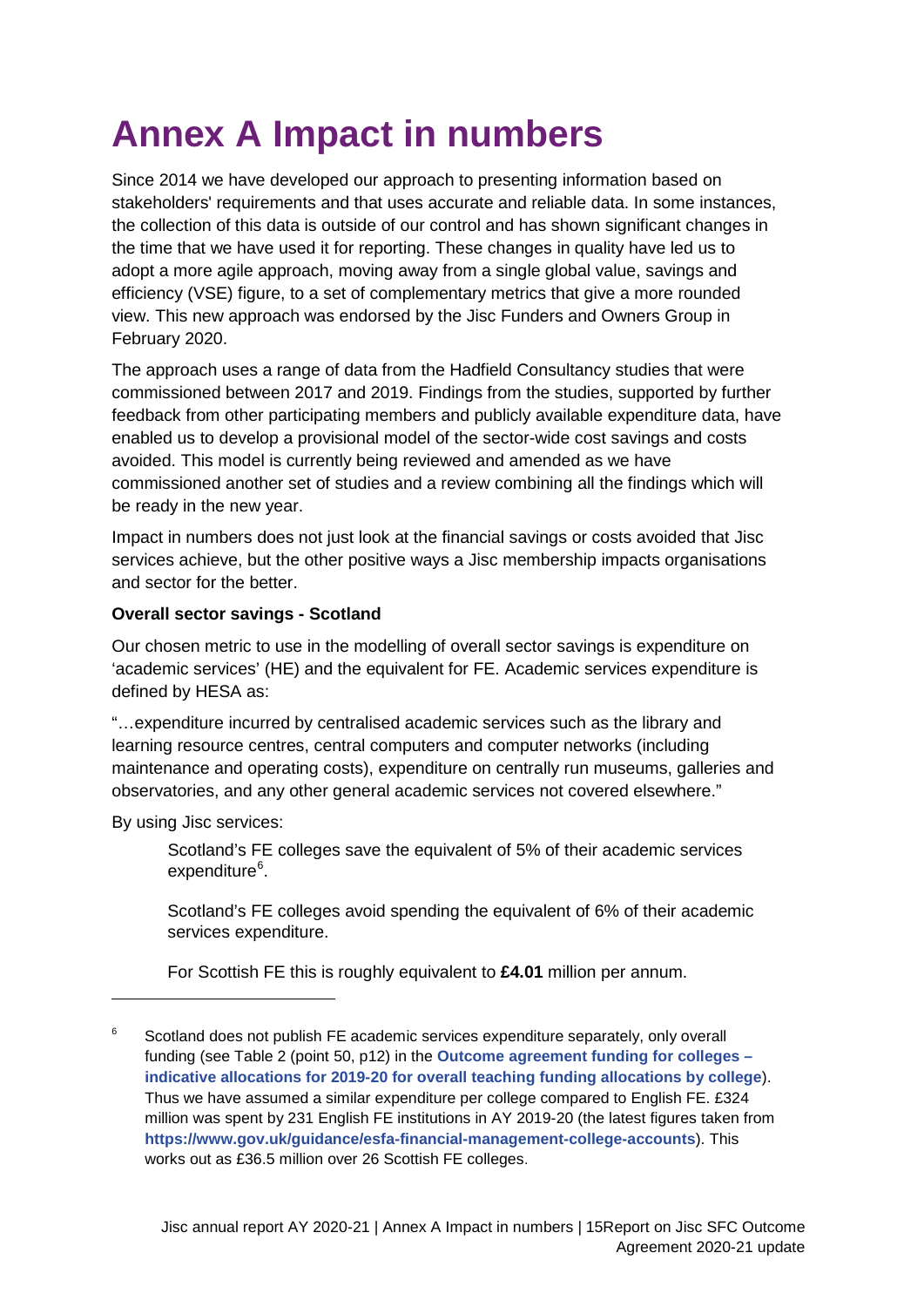# Annex A Impact in numbers

Since 2014 we have developed our approach to presenting information based on stakeholders' requirements and that uses accurate and reliable data. In some instances, the collection of this data is outside of our control and has shown significant changes in the time that we have used it for reporting. These changes in quality have led us to adopt a more agile approach, moving away from a single global value, savings and efficiency (VSE) figure, to a set of complementary metrics that give a more rounded view. This new approach was endorsed by the Jisc Funders and Owners Group in February 2020.

The approach uses a range of data from the Hadfield Consultancy studies that were commissioned between 2017 and 2019. Findings from the studies, supported by further feedback from other participating members and publicly available expenditure data, have enabled us to develop a provisional model of the sector-wide cost savings and costs avoided. This model is currently being reviewed and amended as we have commissioned another set of studies and a review combining all the findings which will be ready in the new year.

Impact in numbers does not just look at the financial savings or costs avoided that Jisc services achieve, but the other positive ways a Jisc membership impacts organisations and sector for the better.

**Overall sector savings - Scotland**

Our chosen metric to use in the modelling of overall sector savings is expenditure on 'academic services' (HE) and the equivalent for FE. Academic services expenditure is defined by HESA as:

"…expenditure incurred by centralised academic services such as the library and learning resource centres, central computers and computer networks (including maintenance and operating costs), expenditure on centrally run museums, galleries and observatories, and any other general academic services not covered elsewhere."

By using Jisc services:

> Scotland's FE colleges save the equivalent of 5% of their academic services expenditure[6].
>
> Scotland's FE colleges avoid spending the equivalent of 6% of their academic services expenditure.
>
> For Scottish FE this is roughly equivalent to **£4.01** million per annum.

[6] Scotland does not publish FE academic services expenditure separately, only overall funding (see Table 2 (point 50, p12) in the **Outcome agreement funding for colleges – indicative allocations for 2019-20 for overall teaching funding allocations by college**). Thus we have assumed a similar expenditure per college compared to English FE. £324 million was spent by 231 English FE institutions in AY 2019-20 (the latest figures taken from **https://www.gov.uk/guidance/esfa-financial-management-college-accounts**). This works out as £36.5 million over 26 Scottish FE colleges.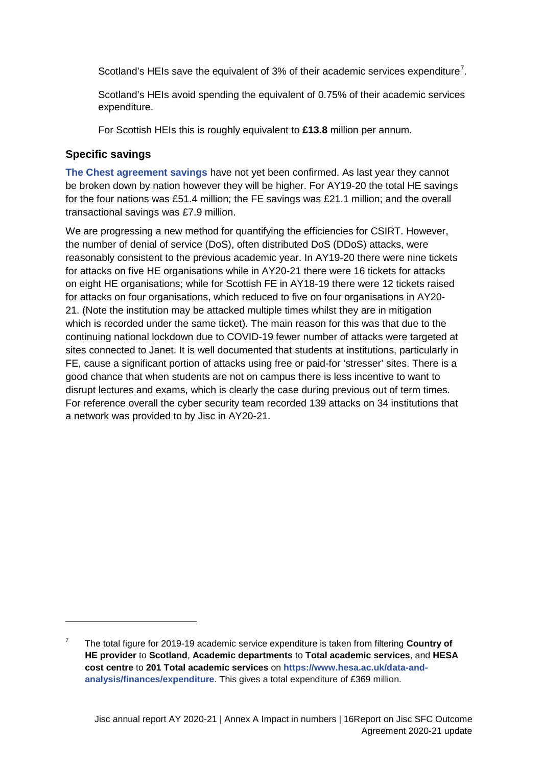Scotland's HEIs save the equivalent of 3% of their academic services expenditure[7].

Scotland's HEIs avoid spending the equivalent of 0.75% of their academic services expenditure.

For Scottish HEIs this is roughly equivalent to **£13.8** million per annum.

### Specific savings

**The Chest agreement savings** have not yet been confirmed. As last year they cannot be broken down by nation however they will be higher. For AY19-20 the total HE savings for the four nations was £51.4 million; the FE savings was £21.1 million; and the overall transactional savings was £7.9 million.

We are progressing a new method for quantifying the efficiencies for CSIRT. However, the number of denial of service (DoS), often distributed DoS (DDoS) attacks, were reasonably consistent to the previous academic year. In AY19-20 there were nine tickets for attacks on five HE organisations while in AY20-21 there were 16 tickets for attacks on eight HE organisations; while for Scottish FE in AY18-19 there were 12 tickets raised for attacks on four organisations, which reduced to five on four organisations in AY20-21. (Note the institution may be attacked multiple times whilst they are in mitigation which is recorded under the same ticket). The main reason for this was that due to the continuing national lockdown due to COVID-19 fewer number of attacks were targeted at sites connected to Janet. It is well documented that students at institutions, particularly in FE, cause a significant portion of attacks using free or paid-for 'stresser' sites. There is a good chance that when students are not on campus there is less incentive to want to disrupt lectures and exams, which is clearly the case during previous out of term times. For reference overall the cyber security team recorded 139 attacks on 34 institutions that a network was provided to by Jisc in AY20-21.

---

[7] The total figure for 2019-19 academic service expenditure is taken from filtering **Country of HE provider** to **Scotland**, **Academic departments** to **Total academic services**, and **HESA cost centre** to **201 Total academic services** on **https://www.hesa.ac.uk/data-and-analysis/finances/expenditure**. This gives a total expenditure of £369 million.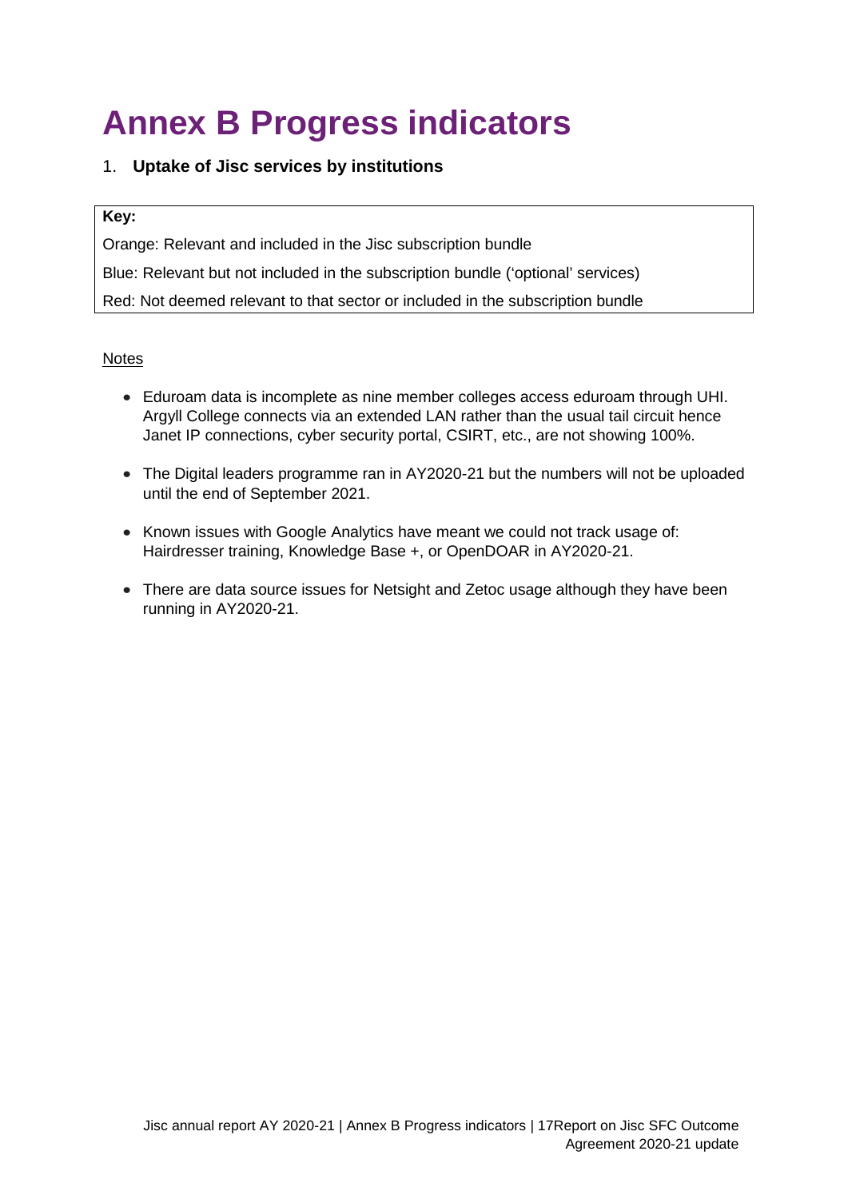# Annex B Progress indicators

1. **Uptake of Jisc services by institutions**

| **Key:** |
|---|
| Orange: Relevant and included in the Jisc subscription bundle |
| Blue: Relevant but not included in the subscription bundle ('optional' services) |
| Red: Not deemed relevant to that sector or included in the subscription bundle |

Notes

- Eduroam data is incomplete as nine member colleges access eduroam through UHI. Argyll College connects via an extended LAN rather than the usual tail circuit hence Janet IP connections, cyber security portal, CSIRT, etc., are not showing 100%.
- The Digital leaders programme ran in AY2020-21 but the numbers will not be uploaded until the end of September 2021.
- Known issues with Google Analytics have meant we could not track usage of: Hairdresser training, Knowledge Base +, or OpenDOAR in AY2020-21.
- There are data source issues for Netsight and Zetoc usage although they have been running in AY2020-21.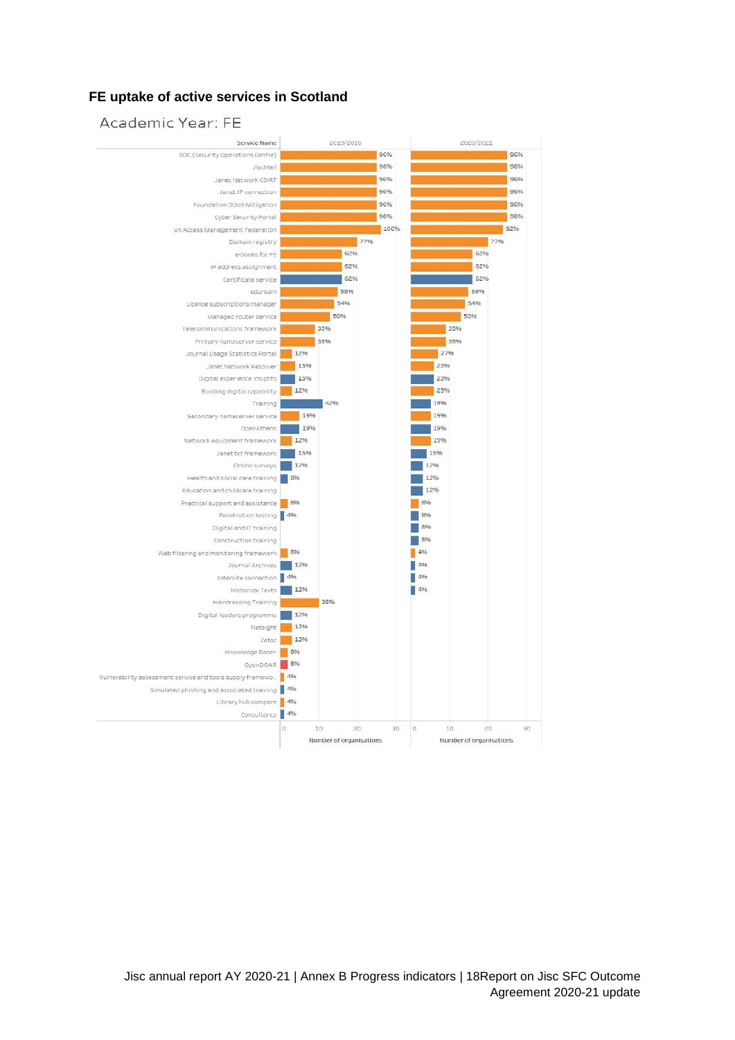### FE uptake of active services in Scotland

Academic Year: FE

| Service Name | 2019/2020 | 2020/2021 |
|---|---|---|
| SOC (Security Operations Centre) | 96% | 96% |
| JiscMail | 96% | 96% |
| Janet Network CSIRT | 96% | 96% |
| Janet IP connection | 96% | 96% |
| Foundation DDoS Mitigation | 96% | 96% |
| Cyber Security Portal | 96% | 96% |
| UK Access Management Federation | 100% | 92% |
| Domain registry | 77% | 77% |
| e-books for FE | 62% | 62% |
| IP address assignment | 62% | 62% |
| Certificate service | 62% | 62% |
| eduroam | 58% | 58% |
| Licence subscriptions manager | 54% | 54% |
| Managed router service | 50% | 50% |
| Telecommunications framework | 35% | 35% |
| Primary nameserver service | 35% | 35% |
| Journal Usage Statistics Portal | 12% | 27% |
| Janet Network Resolver | 15% | 23% |
| Digital experience insights | 15% | 23% |
| Building digital capability | 12% | 23% |
| Training | 42% | 19% |
| Secondary nameserver service | 19% | 19% |
| OpenAthens | 19% | 19% |
| Network equipment framework | 12% | 19% |
| Janet txt framework | 15% | 15% |
| Online surveys | 12% | 12% |
| Health and social care training | 8% | 12% |
| Education and childcare training | | 12% |
| Practical support and assistance | 8% | 8% |
| Penetration testing | 4% | 8% |
| Digital and IT training | | 8% |
| Construction training | | 8% |
| Web filtering and monitoring framework | 8% | 4% |
| Journal Archives | 12% | 4% |
| Intersite connection | 4% | 4% |
| Historical Texts | 12% | 4% |
| Hairdressing Training | 38% | |
| Digital leaders programme | 12% | |
| Netsight | 12% | |
| Zetoc | 12% | |
| Knowledge Base+ | 8% | |
| OpenDOAR | 8% | |
| Vulnerability assessment service and tools supply framewo.. | 4% | |
| Simulated phishing and associated training | 4% | |
| Library hub compare | 4% | |
| Consultancy | 4% | |

Number of organisations (axis: 0, 10, 20, 30)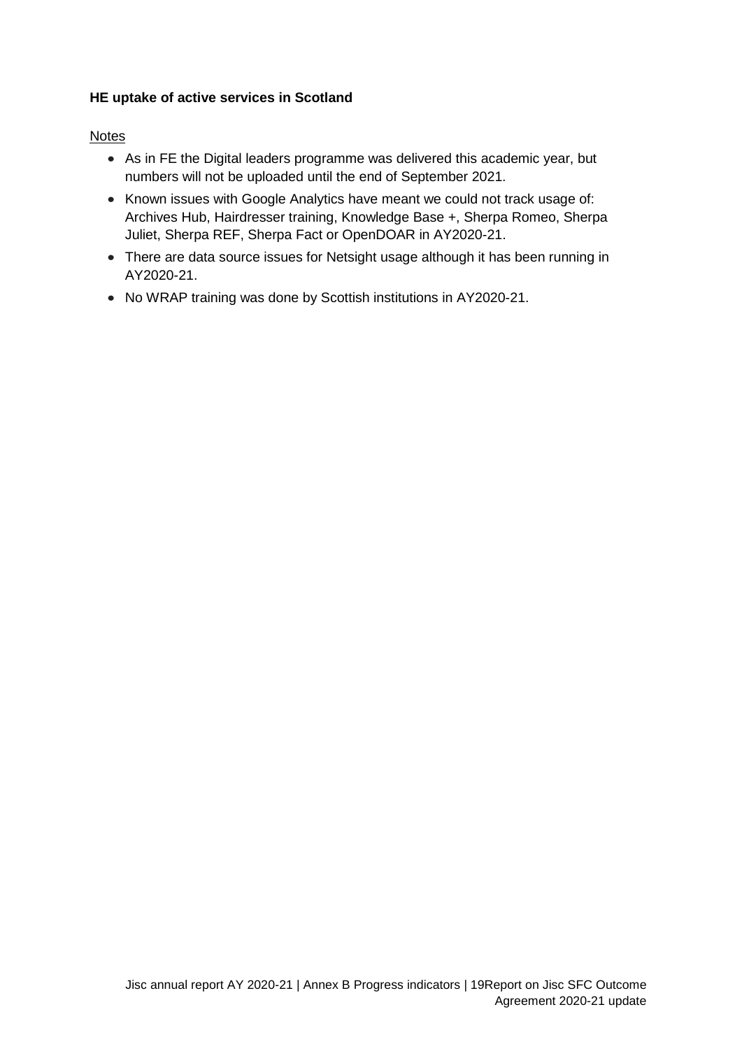**HE uptake of active services in Scotland**

Notes

- As in FE the Digital leaders programme was delivered this academic year, but numbers will not be uploaded until the end of September 2021.
- Known issues with Google Analytics have meant we could not track usage of: Archives Hub, Hairdresser training, Knowledge Base +, Sherpa Romeo, Sherpa Juliet, Sherpa REF, Sherpa Fact or OpenDOAR in AY2020-21.
- There are data source issues for Netsight usage although it has been running in AY2020-21.
- No WRAP training was done by Scottish institutions in AY2020-21.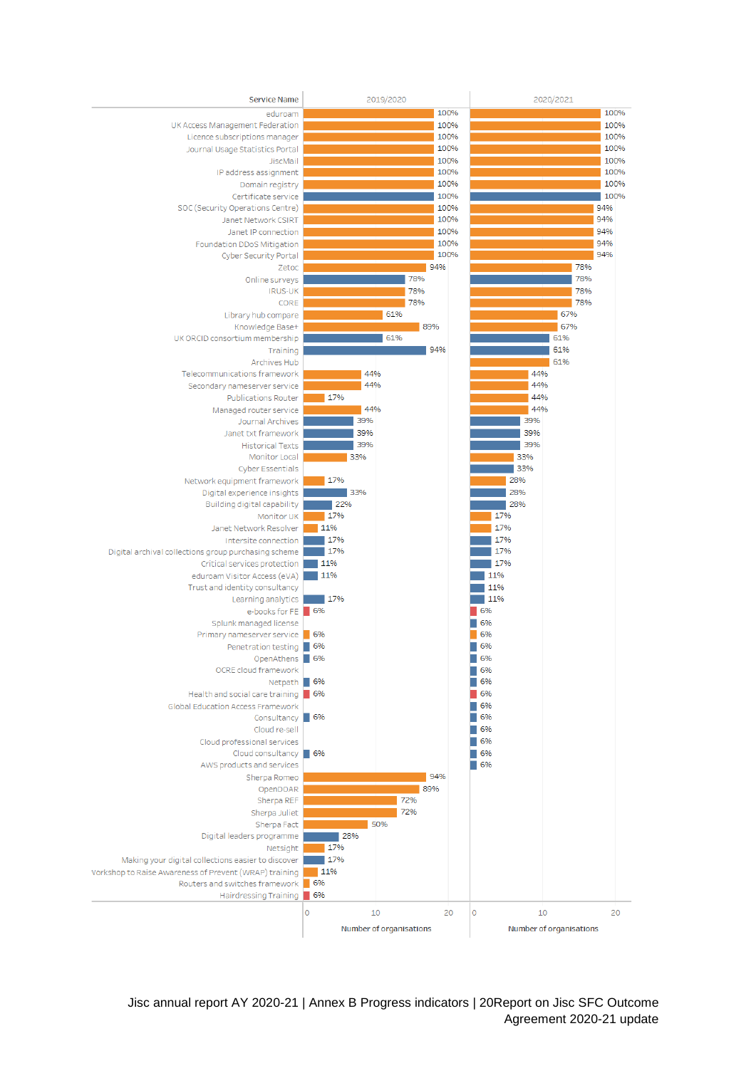| Service Name | 2019/2020 | 2020/2021 |
|---|---|---|
| eduroam | 100% | 100% |
| UK Access Management Federation | 100% | 100% |
| Licence subscriptions manager | 100% | 100% |
| Journal Usage Statistics Portal | 100% | 100% |
| JiscMail | 100% | 100% |
| IP address assignment | 100% | 100% |
| Domain registry | 100% | 100% |
| Certificate service | 100% | 100% |
| SOC (Security Operations Centre) | 100% | 94% |
| Janet Network CSIRT | 100% | 94% |
| Janet IP connection | 100% | 94% |
| Foundation DDoS Mitigation | 100% | 94% |
| Cyber Security Portal | 100% | 94% |
| Zetoc | 94% | 78% |
| Online surveys | 78% | 78% |
| IRUS-UK | 78% | 78% |
| CORE | 78% | 78% |
| Library hub compare | 61% | 67% |
| Knowledge Base+ | 89% | 67% |
| UK ORCID consortium membership | 61% | 61% |
| Training | 94% | 61% |
| Archives Hub | | 61% |
| Telecommunications framework | 44% | 44% |
| Secondary nameserver service | 44% | 44% |
| Publications Router | 17% | 44% |
| Managed router service | 44% | 44% |
| Journal Archives | 39% | 39% |
| Janet txt framework | 39% | 39% |
| Historical Texts | 39% | 39% |
| Monitor Local | 33% | 33% |
| Cyber Essentials | | 33% |
| Network equipment framework | 17% | 28% |
| Digital experience insights | 33% | 28% |
| Building digital capability | 22% | 28% |
| Monitor UK | 17% | 17% |
| Janet Network Resolver | 11% | 17% |
| Intersite connection | 17% | 17% |
| Digital archival collections group purchasing scheme | 17% | 17% |
| Critical services protection | 11% | 17% |
| eduroam Visitor Access (eVA) | 11% | 11% |
| Trust and identity consultancy | | 11% |
| Learning analytics | 17% | 11% |
| e-books for FE | 6% | 6% |
| Splunk managed license | | 6% |
| Primary nameserver service | 6% | 6% |
| Penetration testing | 6% | 6% |
| OpenAthens | 6% | 6% |
| OCRE cloud framework | | 6% |
| Netpath | 6% | 6% |
| Health and social care training | 6% | 6% |
| Global Education Access Framework | | 6% |
| Consultancy | 6% | 6% |
| Cloud re-sell | | 6% |
| Cloud professional services | | 6% |
| Cloud consultancy | 6% | 6% |
| AWS products and services | | 6% |
| Sherpa Romeo | 94% | |
| OpenDOAR | 89% | |
| Sherpa REF | 72% | |
| Sherpa Juliet | 72% | |
| Sherpa Fact | 50% | |
| Digital leaders programme | 28% | |
| Netsight | 17% | |
| Making your digital collections easier to discover | 17% | |
| Workshop to Raise Awareness of Prevent (WRAP) training | 11% | |
| Routers and switches framework | 6% | |
| Hairdressing Training | 6% | |

Number of organisations (axis: 0, 10, 20)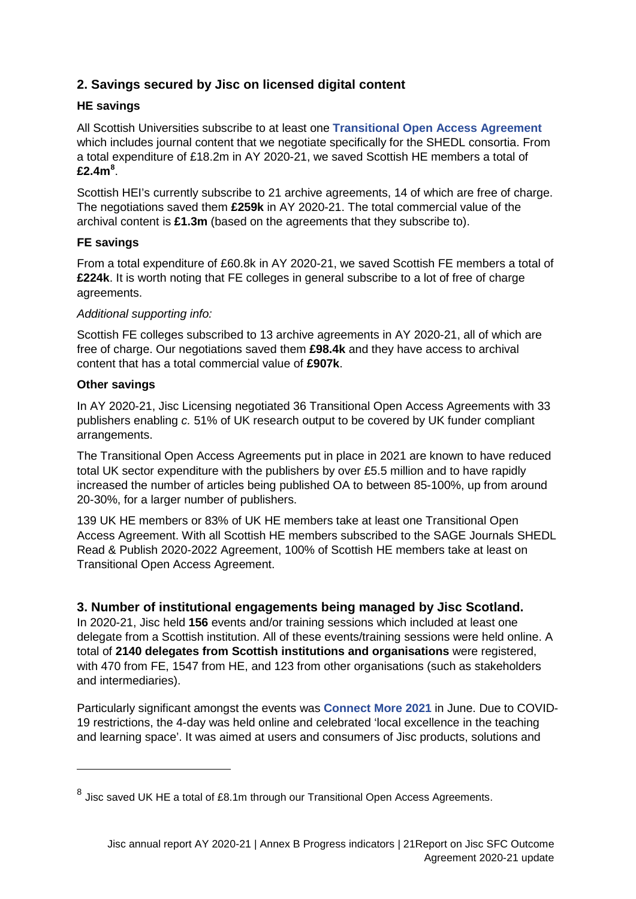## 2. Savings secured by Jisc on licensed digital content

### HE savings

All Scottish Universities subscribe to at least one **Transitional Open Access Agreement** which includes journal content that we negotiate specifically for the SHEDL consortia. From a total expenditure of £18.2m in AY 2020-21, we saved Scottish HE members a total of **£2.4m**[8].

Scottish HEI's currently subscribe to 21 archive agreements, 14 of which are free of charge. The negotiations saved them **£259k** in AY 2020-21. The total commercial value of the archival content is **£1.3m** (based on the agreements that they subscribe to).

### FE savings

From a total expenditure of £60.8k in AY 2020-21, we saved Scottish FE members a total of **£224k**. It is worth noting that FE colleges in general subscribe to a lot of free of charge agreements.

*Additional supporting info:*

Scottish FE colleges subscribed to 13 archive agreements in AY 2020-21, all of which are free of charge. Our negotiations saved them **£98.4k** and they have access to archival content that has a total commercial value of **£907k**.

### Other savings

In AY 2020-21, Jisc Licensing negotiated 36 Transitional Open Access Agreements with 33 publishers enabling *c.* 51% of UK research output to be covered by UK funder compliant arrangements.

The Transitional Open Access Agreements put in place in 2021 are known to have reduced total UK sector expenditure with the publishers by over £5.5 million and to have rapidly increased the number of articles being published OA to between 85-100%, up from around 20-30%, for a larger number of publishers.

139 UK HE members or 83% of UK HE members take at least one Transitional Open Access Agreement. With all Scottish HE members subscribed to the SAGE Journals SHEDL Read & Publish 2020-2022 Agreement, 100% of Scottish HE members take at least on Transitional Open Access Agreement.

## 3. Number of institutional engagements being managed by Jisc Scotland.

In 2020-21, Jisc held **156** events and/or training sessions which included at least one delegate from a Scottish institution. All of these events/training sessions were held online. A total of **2140 delegates from Scottish institutions and organisations** were registered, with 470 from FE, 1547 from HE, and 123 from other organisations (such as stakeholders and intermediaries).

Particularly significant amongst the events was **Connect More 2021** in June. Due to COVID-19 restrictions, the 4-day was held online and celebrated 'local excellence in the teaching and learning space'. It was aimed at users and consumers of Jisc products, solutions and

---

[8] Jisc saved UK HE a total of £8.1m through our Transitional Open Access Agreements.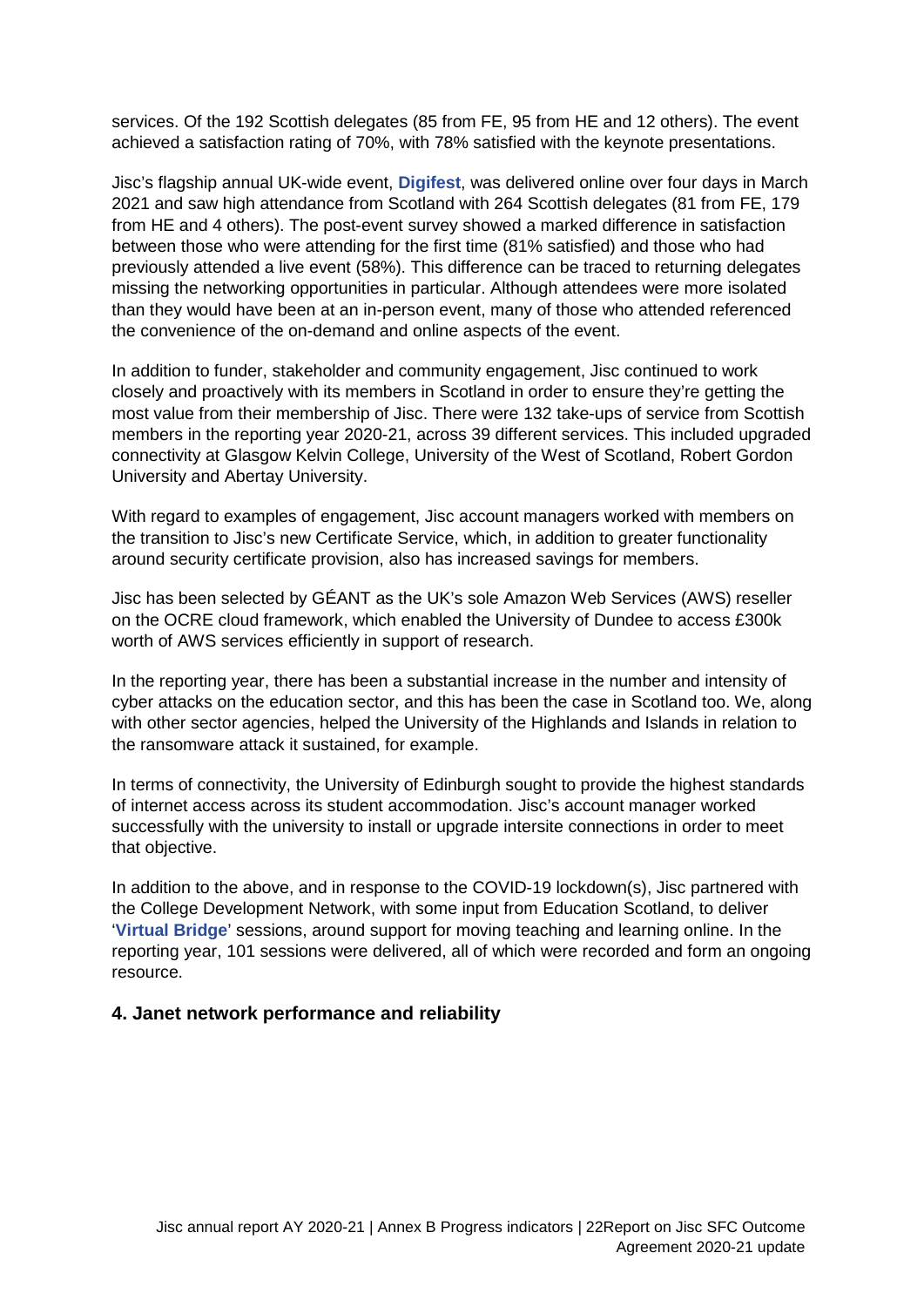services. Of the 192 Scottish delegates (85 from FE, 95 from HE and 12 others). The event achieved a satisfaction rating of 70%, with 78% satisfied with the keynote presentations.

Jisc's flagship annual UK-wide event, **Digifest**, was delivered online over four days in March 2021 and saw high attendance from Scotland with 264 Scottish delegates (81 from FE, 179 from HE and 4 others). The post-event survey showed a marked difference in satisfaction between those who were attending for the first time (81% satisfied) and those who had previously attended a live event (58%). This difference can be traced to returning delegates missing the networking opportunities in particular. Although attendees were more isolated than they would have been at an in-person event, many of those who attended referenced the convenience of the on-demand and online aspects of the event.

In addition to funder, stakeholder and community engagement, Jisc continued to work closely and proactively with its members in Scotland in order to ensure they're getting the most value from their membership of Jisc. There were 132 take-ups of service from Scottish members in the reporting year 2020-21, across 39 different services. This included upgraded connectivity at Glasgow Kelvin College, University of the West of Scotland, Robert Gordon University and Abertay University.

With regard to examples of engagement, Jisc account managers worked with members on the transition to Jisc's new Certificate Service, which, in addition to greater functionality around security certificate provision, also has increased savings for members.

Jisc has been selected by GÉANT as the UK's sole Amazon Web Services (AWS) reseller on the OCRE cloud framework, which enabled the University of Dundee to access £300k worth of AWS services efficiently in support of research.

In the reporting year, there has been a substantial increase in the number and intensity of cyber attacks on the education sector, and this has been the case in Scotland too. We, along with other sector agencies, helped the University of the Highlands and Islands in relation to the ransomware attack it sustained, for example.

In terms of connectivity, the University of Edinburgh sought to provide the highest standards of internet access across its student accommodation. Jisc's account manager worked successfully with the university to install or upgrade intersite connections in order to meet that objective.

In addition to the above, and in response to the COVID-19 lockdown(s), Jisc partnered with the College Development Network, with some input from Education Scotland, to deliver '**Virtual Bridge**' sessions, around support for moving teaching and learning online. In the reporting year, 101 sessions were delivered, all of which were recorded and form an ongoing resource.

### 4. Janet network performance and reliability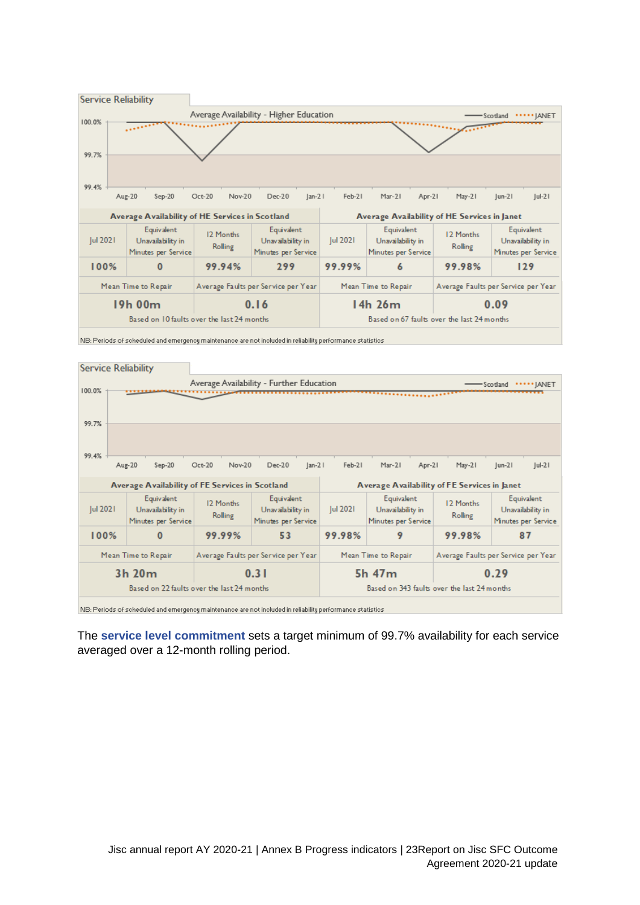## Service Reliability

Average Availability - Higher Education

| Average Availability of HE Services in Scotland | | | | Average Availability of HE Services in Janet | | | |
|---|---|---|---|---|---|---|---|
| Jul 2021 | Equivalent Unavailability in Minutes per Service | 12 Months Rolling | Equivalent Unavailability in Minutes per Service | Jul 2021 | Equivalent Unavailability in Minutes per Service | 12 Months Rolling | Equivalent Unavailability in Minutes per Service |
| 100% | 0 | 99.94% | 299 | 99.99% | 6 | 99.98% | 129 |
| Mean Time to Repair | | Average Faults per Service per Year | | Mean Time to Repair | | Average Faults per Service per Year | |
| 19h 00m | | 0.16 | | 14h 26m | | 0.09 | |
| Based on 10 faults over the last 24 months | | | | Based on 67 faults over the last 24 months | | | |

NB: Periods of scheduled and emergency maintenance are not included in reliability performance statistics

## Service Reliability

Average Availability - Further Education

| Average Availability of FE Services in Scotland | | | | Average Availability of FE Services in Janet | | | |
|---|---|---|---|---|---|---|---|
| Jul 2021 | Equivalent Unavailability in Minutes per Service | 12 Months Rolling | Equivalent Unavailability in Minutes per Service | Jul 2021 | Equivalent Unavailability in Minutes per Service | 12 Months Rolling | Equivalent Unavailability in Minutes per Service |
| 100% | 0 | 99.99% | 53 | 99.98% | 9 | 99.98% | 87 |
| Mean Time to Repair | | Average Faults per Service per Year | | Mean Time to Repair | | Average Faults per Service per Year | |
| 3h 20m | | 0.31 | | 5h 47m | | 0.29 | |
| Based on 22 faults over the last 24 months | | | | Based on 343 faults over the last 24 months | | | |

NB: Periods of scheduled and emergency maintenance are not included in reliability performance statistics

The **service level commitment** sets a target minimum of 99.7% availability for each service averaged over a 12-month rolling period.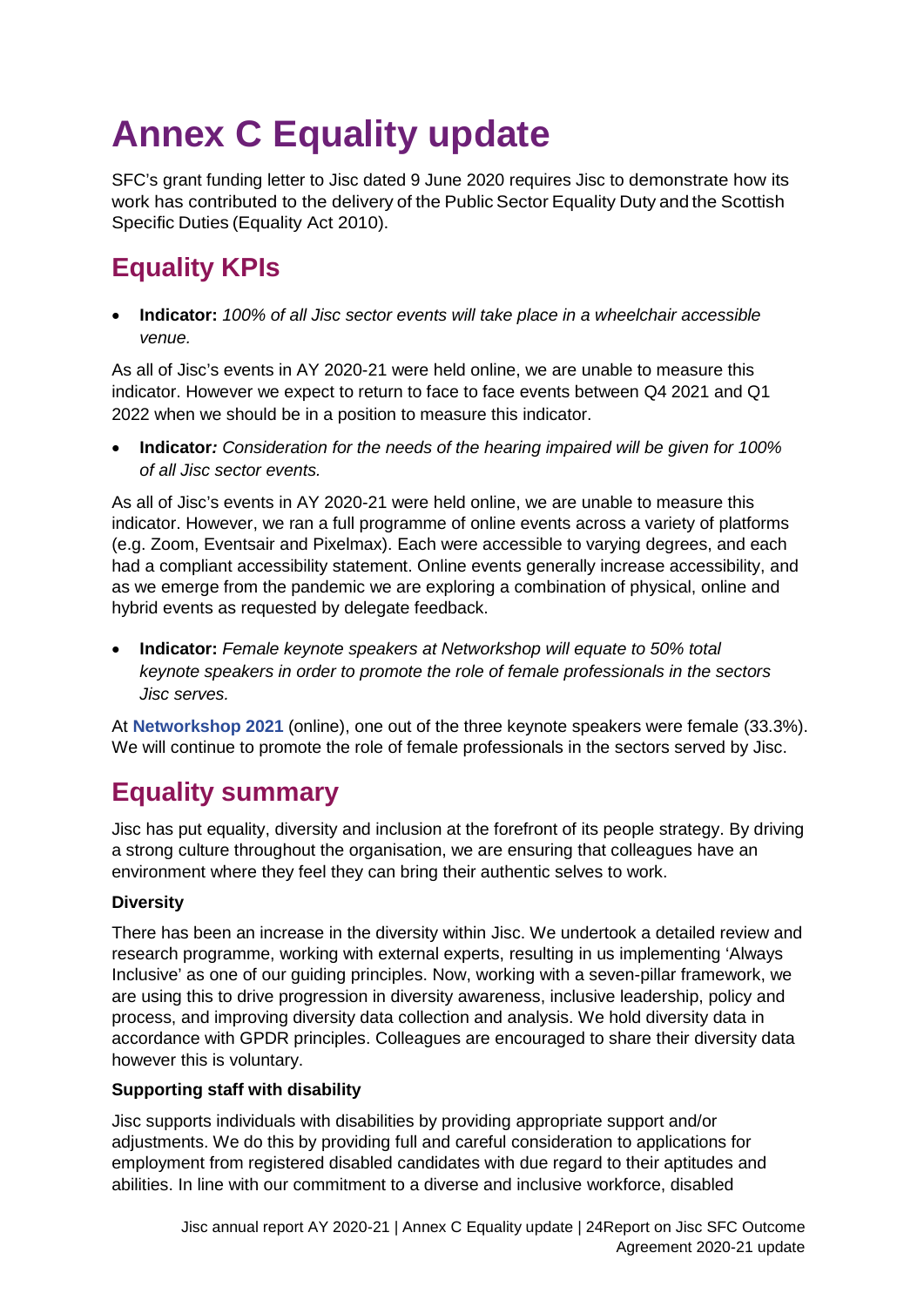# Annex C Equality update

SFC's grant funding letter to Jisc dated 9 June 2020 requires Jisc to demonstrate how its work has contributed to the delivery of the Public Sector Equality Duty and the Scottish Specific Duties (Equality Act 2010).

## Equality KPIs

- **Indicator:** *100% of all Jisc sector events will take place in a wheelchair accessible venue.*

As all of Jisc's events in AY 2020-21 were held online, we are unable to measure this indicator. However we expect to return to face to face events between Q4 2021 and Q1 2022 when we should be in a position to measure this indicator.

- **Indicator***: Consideration for the needs of the hearing impaired will be given for 100% of all Jisc sector events.*

As all of Jisc's events in AY 2020-21 were held online, we are unable to measure this indicator. However, we ran a full programme of online events across a variety of platforms (e.g. Zoom, Eventsair and Pixelmax). Each were accessible to varying degrees, and each had a compliant accessibility statement. Online events generally increase accessibility, and as we emerge from the pandemic we are exploring a combination of physical, online and hybrid events as requested by delegate feedback.

- **Indicator:** *Female keynote speakers at Networkshop will equate to 50% total keynote speakers in order to promote the role of female professionals in the sectors Jisc serves.*

At **Networkshop 2021** (online), one out of the three keynote speakers were female (33.3%). We will continue to promote the role of female professionals in the sectors served by Jisc.

## Equality summary

Jisc has put equality, diversity and inclusion at the forefront of its people strategy. By driving a strong culture throughout the organisation, we are ensuring that colleagues have an environment where they feel they can bring their authentic selves to work.

**Diversity**

There has been an increase in the diversity within Jisc. We undertook a detailed review and research programme, working with external experts, resulting in us implementing 'Always Inclusive' as one of our guiding principles. Now, working with a seven-pillar framework, we are using this to drive progression in diversity awareness, inclusive leadership, policy and process, and improving diversity data collection and analysis. We hold diversity data in accordance with GPDR principles. Colleagues are encouraged to share their diversity data however this is voluntary.

**Supporting staff with disability**

Jisc supports individuals with disabilities by providing appropriate support and/or adjustments. We do this by providing full and careful consideration to applications for employment from registered disabled candidates with due regard to their aptitudes and abilities. In line with our commitment to a diverse and inclusive workforce, disabled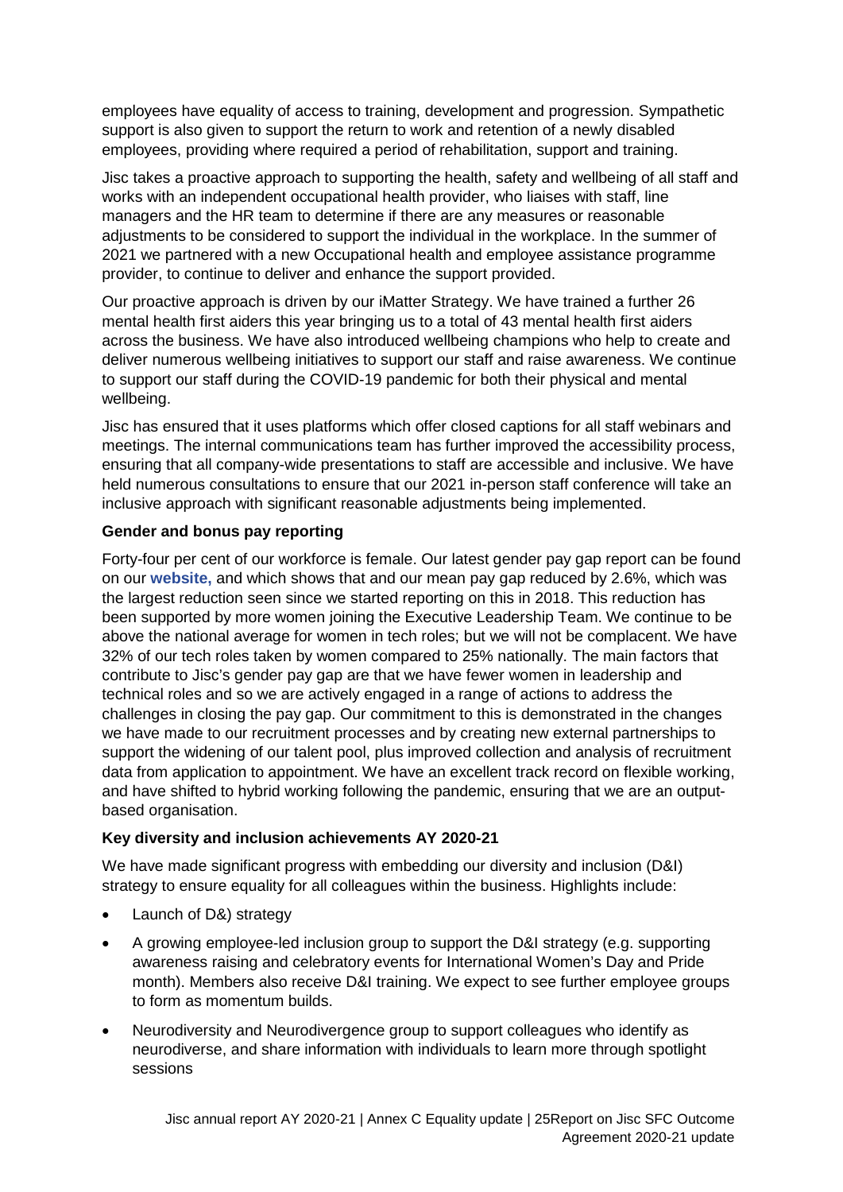employees have equality of access to training, development and progression. Sympathetic support is also given to support the return to work and retention of a newly disabled employees, providing where required a period of rehabilitation, support and training.

Jisc takes a proactive approach to supporting the health, safety and wellbeing of all staff and works with an independent occupational health provider, who liaises with staff, line managers and the HR team to determine if there are any measures or reasonable adjustments to be considered to support the individual in the workplace. In the summer of 2021 we partnered with a new Occupational health and employee assistance programme provider, to continue to deliver and enhance the support provided.

Our proactive approach is driven by our iMatter Strategy. We have trained a further 26 mental health first aiders this year bringing us to a total of 43 mental health first aiders across the business. We have also introduced wellbeing champions who help to create and deliver numerous wellbeing initiatives to support our staff and raise awareness. We continue to support our staff during the COVID-19 pandemic for both their physical and mental wellbeing.

Jisc has ensured that it uses platforms which offer closed captions for all staff webinars and meetings. The internal communications team has further improved the accessibility process, ensuring that all company-wide presentations to staff are accessible and inclusive. We have held numerous consultations to ensure that our 2021 in-person staff conference will take an inclusive approach with significant reasonable adjustments being implemented.

**Gender and bonus pay reporting**

Forty-four per cent of our workforce is female. Our latest gender pay gap report can be found on our **website,** and which shows that and our mean pay gap reduced by 2.6%, which was the largest reduction seen since we started reporting on this in 2018. This reduction has been supported by more women joining the Executive Leadership Team. We continue to be above the national average for women in tech roles; but we will not be complacent. We have 32% of our tech roles taken by women compared to 25% nationally. The main factors that contribute to Jisc's gender pay gap are that we have fewer women in leadership and technical roles and so we are actively engaged in a range of actions to address the challenges in closing the pay gap. Our commitment to this is demonstrated in the changes we have made to our recruitment processes and by creating new external partnerships to support the widening of our talent pool, plus improved collection and analysis of recruitment data from application to appointment. We have an excellent track record on flexible working, and have shifted to hybrid working following the pandemic, ensuring that we are an output-based organisation.

**Key diversity and inclusion achievements AY 2020-21**

We have made significant progress with embedding our diversity and inclusion (D&I) strategy to ensure equality for all colleagues within the business. Highlights include:

- Launch of D&) strategy
- A growing employee-led inclusion group to support the D&I strategy (e.g. supporting awareness raising and celebratory events for International Women's Day and Pride month). Members also receive D&I training. We expect to see further employee groups to form as momentum builds.
- Neurodiversity and Neurodivergence group to support colleagues who identify as neurodiverse, and share information with individuals to learn more through spotlight sessions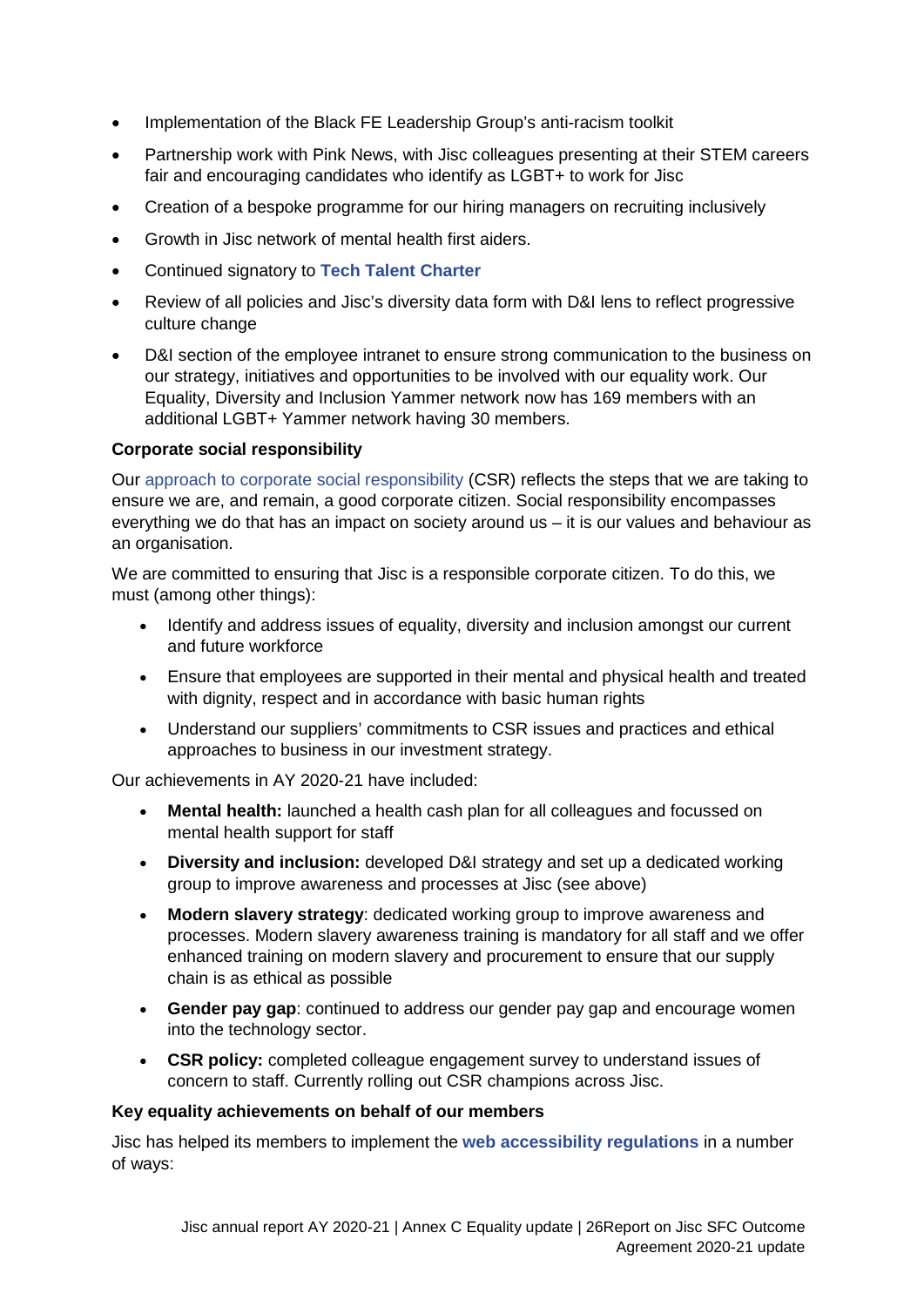- Implementation of the Black FE Leadership Group's anti-racism toolkit
- Partnership work with Pink News, with Jisc colleagues presenting at their STEM careers fair and encouraging candidates who identify as LGBT+ to work for Jisc
- Creation of a bespoke programme for our hiring managers on recruiting inclusively
- Growth in Jisc network of mental health first aiders.
- Continued signatory to **Tech Talent Charter**
- Review of all policies and Jisc's diversity data form with D&I lens to reflect progressive culture change
- D&I section of the employee intranet to ensure strong communication to the business on our strategy, initiatives and opportunities to be involved with our equality work. Our Equality, Diversity and Inclusion Yammer network now has 169 members with an additional LGBT+ Yammer network having 30 members.

**Corporate social responsibility**

Our approach to corporate social responsibility (CSR) reflects the steps that we are taking to ensure we are, and remain, a good corporate citizen. Social responsibility encompasses everything we do that has an impact on society around us – it is our values and behaviour as an organisation.

We are committed to ensuring that Jisc is a responsible corporate citizen. To do this, we must (among other things):

- Identify and address issues of equality, diversity and inclusion amongst our current and future workforce
- Ensure that employees are supported in their mental and physical health and treated with dignity, respect and in accordance with basic human rights
- Understand our suppliers' commitments to CSR issues and practices and ethical approaches to business in our investment strategy.

Our achievements in AY 2020-21 have included:

- **Mental health:** launched a health cash plan for all colleagues and focussed on mental health support for staff
- **Diversity and inclusion:** developed D&I strategy and set up a dedicated working group to improve awareness and processes at Jisc (see above)
- **Modern slavery strategy**: dedicated working group to improve awareness and processes. Modern slavery awareness training is mandatory for all staff and we offer enhanced training on modern slavery and procurement to ensure that our supply chain is as ethical as possible
- **Gender pay gap**: continued to address our gender pay gap and encourage women into the technology sector.
- **CSR policy:** completed colleague engagement survey to understand issues of concern to staff. Currently rolling out CSR champions across Jisc.

**Key equality achievements on behalf of our members**

Jisc has helped its members to implement the **web accessibility regulations** in a number of ways: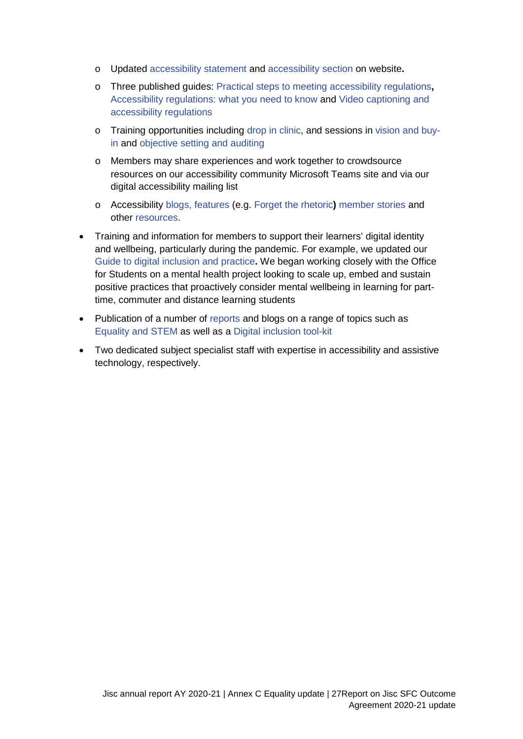- Updated accessibility statement and accessibility section on website**.**
  - Three published guides: Practical steps to meeting accessibility regulations**,** Accessibility regulations: what you need to know and Video captioning and accessibility regulations
  - Training opportunities including drop in clinic, and sessions in vision and buy-in and objective setting and auditing
  - Members may share experiences and work together to crowdsource resources on our accessibility community Microsoft Teams site and via our digital accessibility mailing list
  - Accessibility blogs, features (e.g. Forget the rhetoric**)** member stories and other resources.
- Training and information for members to support their learners' digital identity and wellbeing, particularly during the pandemic. For example, we updated our Guide to digital inclusion and practice**.** We began working closely with the Office for Students on a mental health project looking to scale up, embed and sustain positive practices that proactively consider mental wellbeing in learning for part-time, commuter and distance learning students
- Publication of a number of reports and blogs on a range of topics such as Equality and STEM as well as a Digital inclusion tool-kit
- Two dedicated subject specialist staff with expertise in accessibility and assistive technology, respectively.